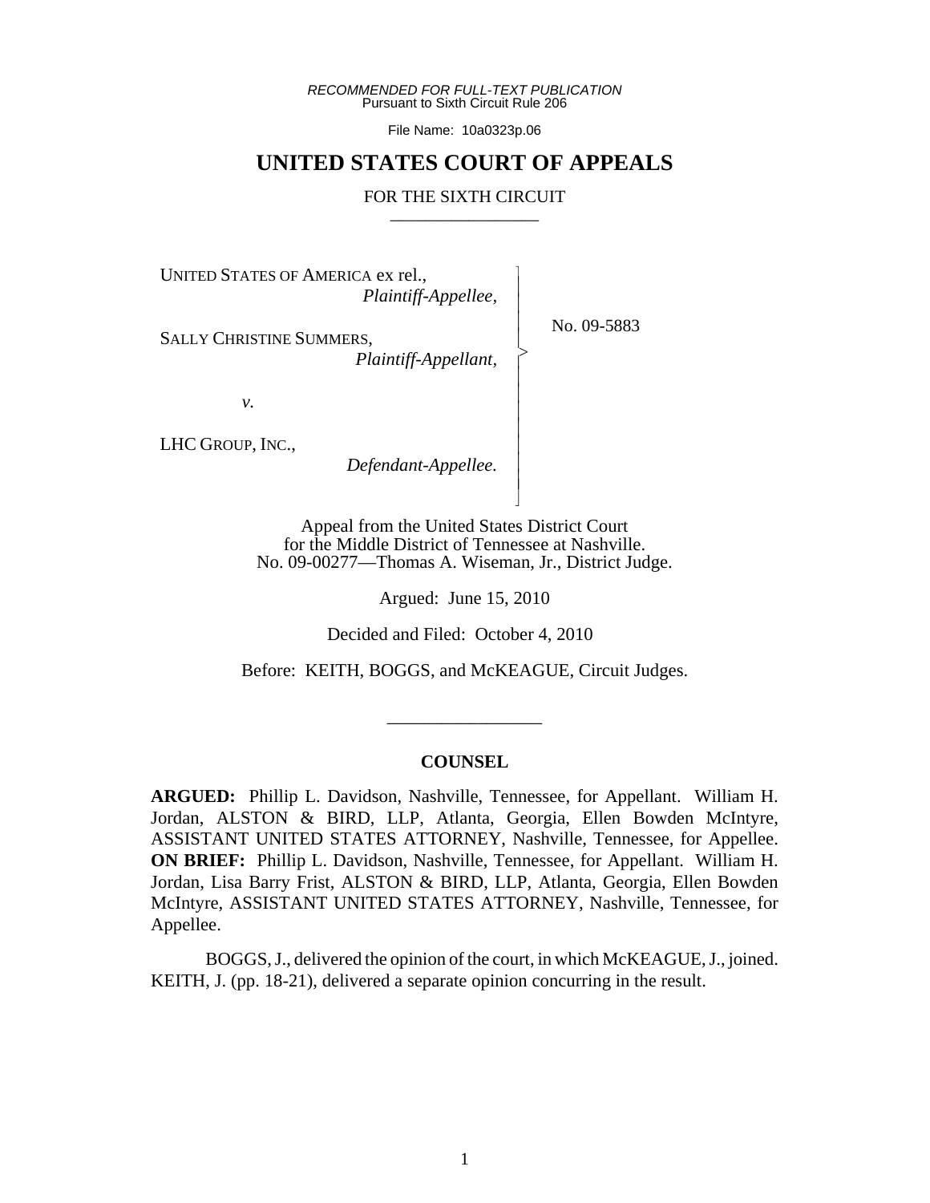*RECOMMENDED FOR FULL-TEXT PUBLICATION*
Pursuant to Sixth Circuit Rule 206

File Name: 10a0323p.06

# UNITED STATES COURT OF APPEALS

## FOR THE SIXTH CIRCUIT

---

UNITED STATES OF AMERICA ex rel.,
*Plaintiff-Appellee,*

SALLY CHRISTINE SUMMERS,
*Plaintiff-Appellant,*

*v.*

LHC GROUP, INC.,
*Defendant-Appellee.*

No. 09-5883

Appeal from the United States District Court
for the Middle District of Tennessee at Nashville.
No. 09-00277—Thomas A. Wiseman, Jr., District Judge.

Argued: June 15, 2010

Decided and Filed: October 4, 2010

Before: KEITH, BOGGS, and McKEAGUE, Circuit Judges.

---

### COUNSEL

**ARGUED:** Phillip L. Davidson, Nashville, Tennessee, for Appellant. William H. Jordan, ALSTON & BIRD, LLP, Atlanta, Georgia, Ellen Bowden McIntyre, ASSISTANT UNITED STATES ATTORNEY, Nashville, Tennessee, for Appellee. **ON BRIEF:** Phillip L. Davidson, Nashville, Tennessee, for Appellant. William H. Jordan, Lisa Barry Frist, ALSTON & BIRD, LLP, Atlanta, Georgia, Ellen Bowden McIntyre, ASSISTANT UNITED STATES ATTORNEY, Nashville, Tennessee, for Appellee.

BOGGS, J., delivered the opinion of the court, in which McKEAGUE, J., joined. KEITH, J. (pp. 18-21), delivered a separate opinion concurring in the result.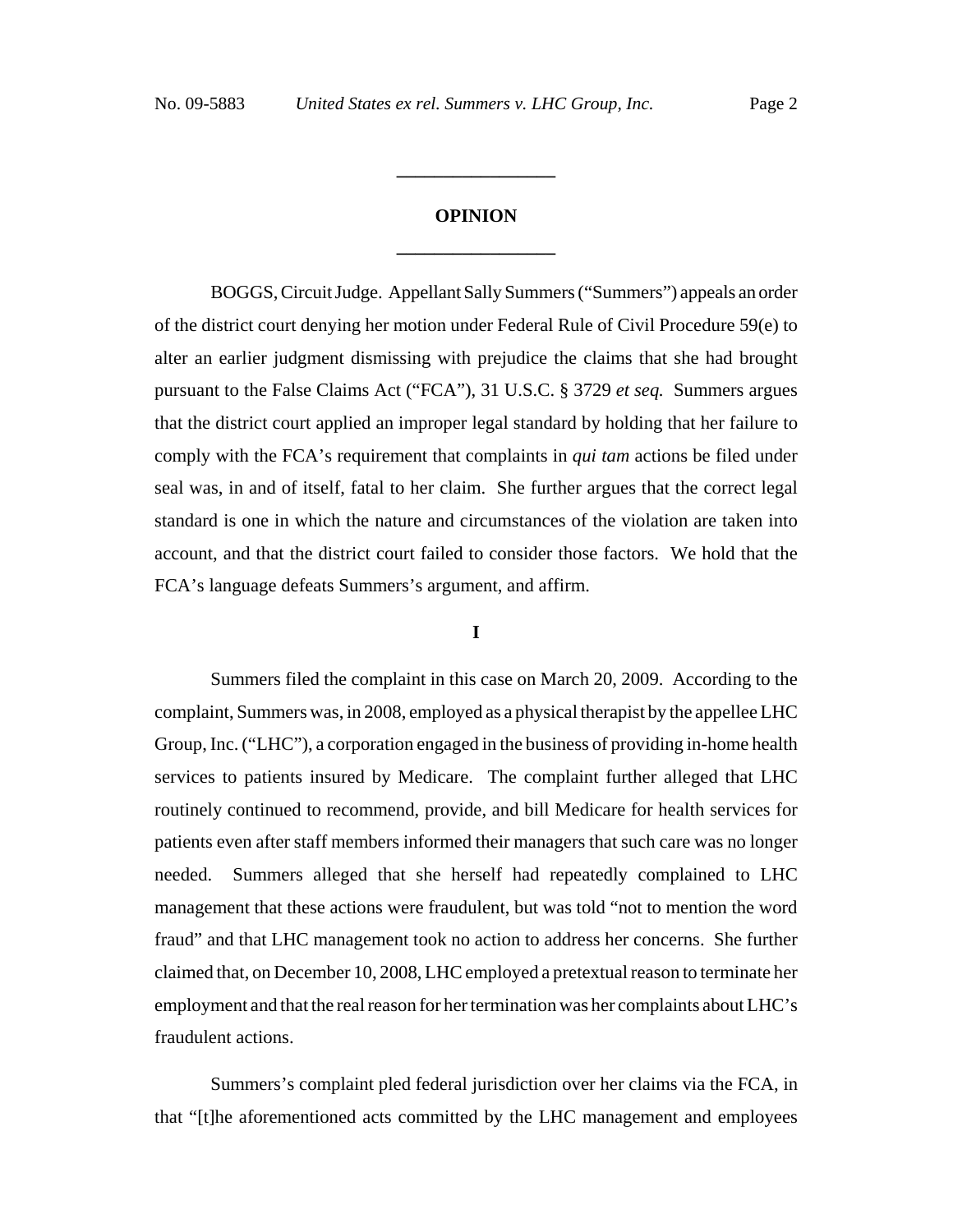# OPINION

BOGGS, Circuit Judge. Appellant Sally Summers ("Summers") appeals an order of the district court denying her motion under Federal Rule of Civil Procedure 59(e) to alter an earlier judgment dismissing with prejudice the claims that she had brought pursuant to the False Claims Act ("FCA"), 31 U.S.C. § 3729 *et seq.* Summers argues that the district court applied an improper legal standard by holding that her failure to comply with the FCA's requirement that complaints in *qui tam* actions be filed under seal was, in and of itself, fatal to her claim. She further argues that the correct legal standard is one in which the nature and circumstances of the violation are taken into account, and that the district court failed to consider those factors. We hold that the FCA's language defeats Summers's argument, and affirm.

## I

Summers filed the complaint in this case on March 20, 2009. According to the complaint, Summers was, in 2008, employed as a physical therapist by the appellee LHC Group, Inc. ("LHC"), a corporation engaged in the business of providing in-home health services to patients insured by Medicare. The complaint further alleged that LHC routinely continued to recommend, provide, and bill Medicare for health services for patients even after staff members informed their managers that such care was no longer needed. Summers alleged that she herself had repeatedly complained to LHC management that these actions were fraudulent, but was told "not to mention the word fraud" and that LHC management took no action to address her concerns. She further claimed that, on December 10, 2008, LHC employed a pretextual reason to terminate her employment and that the real reason for her termination was her complaints about LHC's fraudulent actions.

Summers's complaint pled federal jurisdiction over her claims via the FCA, in that "[t]he aforementioned acts committed by the LHC management and employees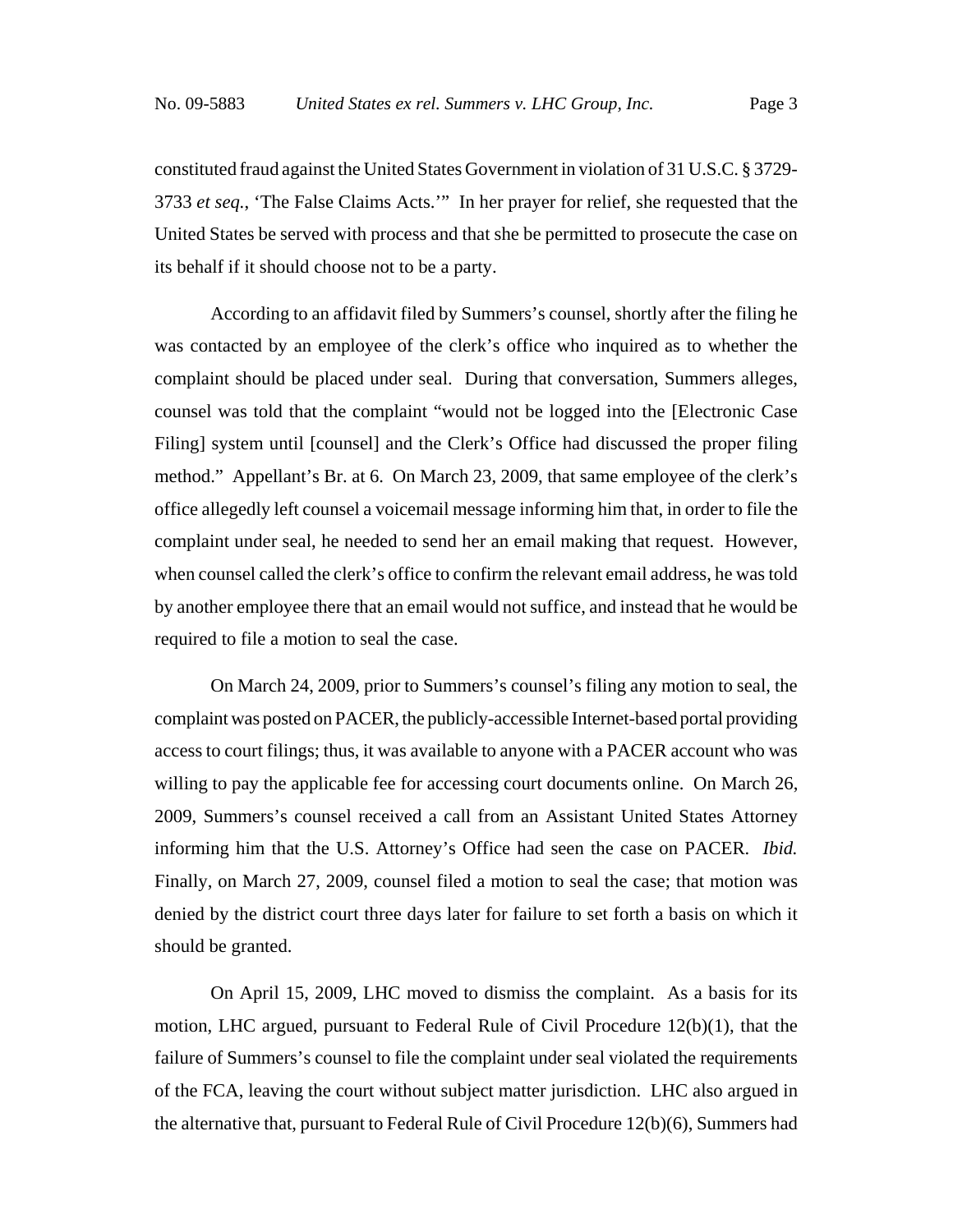constituted fraud against the United States Government in violation of 31 U.S.C. § 3729-3733 *et seq.*, 'The False Claims Acts.'" In her prayer for relief, she requested that the United States be served with process and that she be permitted to prosecute the case on its behalf if it should choose not to be a party.

According to an affidavit filed by Summers's counsel, shortly after the filing he was contacted by an employee of the clerk's office who inquired as to whether the complaint should be placed under seal. During that conversation, Summers alleges, counsel was told that the complaint "would not be logged into the [Electronic Case Filing] system until [counsel] and the Clerk's Office had discussed the proper filing method." Appellant's Br. at 6. On March 23, 2009, that same employee of the clerk's office allegedly left counsel a voicemail message informing him that, in order to file the complaint under seal, he needed to send her an email making that request. However, when counsel called the clerk's office to confirm the relevant email address, he was told by another employee there that an email would not suffice, and instead that he would be required to file a motion to seal the case.

On March 24, 2009, prior to Summers's counsel's filing any motion to seal, the complaint was posted on PACER, the publicly-accessible Internet-based portal providing access to court filings; thus, it was available to anyone with a PACER account who was willing to pay the applicable fee for accessing court documents online. On March 26, 2009, Summers's counsel received a call from an Assistant United States Attorney informing him that the U.S. Attorney's Office had seen the case on PACER. *Ibid.* Finally, on March 27, 2009, counsel filed a motion to seal the case; that motion was denied by the district court three days later for failure to set forth a basis on which it should be granted.

On April 15, 2009, LHC moved to dismiss the complaint. As a basis for its motion, LHC argued, pursuant to Federal Rule of Civil Procedure 12(b)(1), that the failure of Summers's counsel to file the complaint under seal violated the requirements of the FCA, leaving the court without subject matter jurisdiction. LHC also argued in the alternative that, pursuant to Federal Rule of Civil Procedure 12(b)(6), Summers had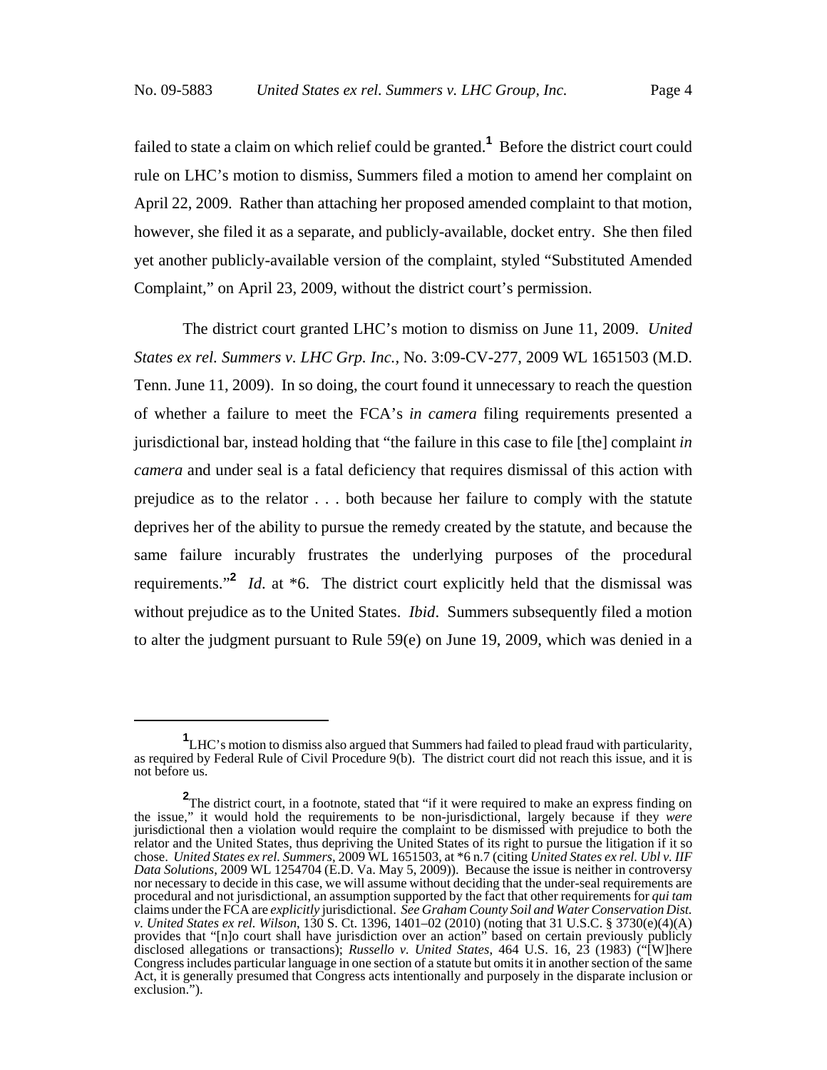failed to state a claim on which relief could be granted.[1] Before the district court could rule on LHC's motion to dismiss, Summers filed a motion to amend her complaint on April 22, 2009. Rather than attaching her proposed amended complaint to that motion, however, she filed it as a separate, and publicly-available, docket entry. She then filed yet another publicly-available version of the complaint, styled "Substituted Amended Complaint," on April 23, 2009, without the district court's permission.

The district court granted LHC's motion to dismiss on June 11, 2009. *United States ex rel. Summers v. LHC Grp. Inc.*, No. 3:09-CV-277, 2009 WL 1651503 (M.D. Tenn. June 11, 2009). In so doing, the court found it unnecessary to reach the question of whether a failure to meet the FCA's *in camera* filing requirements presented a jurisdictional bar, instead holding that "the failure in this case to file [the] complaint *in camera* and under seal is a fatal deficiency that requires dismissal of this action with prejudice as to the relator . . . both because her failure to comply with the statute deprives her of the ability to pursue the remedy created by the statute, and because the same failure incurably frustrates the underlying purposes of the procedural requirements."[2] *Id.* at *6. The district court explicitly held that the dismissal was without prejudice as to the United States. *Ibid*. Summers subsequently filed a motion to alter the judgment pursuant to Rule 59(e) on June 19, 2009, which was denied in a

---

[1] LHC's motion to dismiss also argued that Summers had failed to plead fraud with particularity, as required by Federal Rule of Civil Procedure 9(b). The district court did not reach this issue, and it is not before us.

[2] The district court, in a footnote, stated that "if it were required to make an express finding on the issue," it would hold the requirements to be non-jurisdictional, largely because if they *were* jurisdictional then a violation would require the complaint to be dismissed with prejudice to both the relator and the United States, thus depriving the United States of its right to pursue the litigation if it so chose. *United States ex rel. Summers*, 2009 WL 1651503, at *6 n.7 (citing *United States ex rel. Ubl v. IIF Data Solutions*, 2009 WL 1254704 (E.D. Va. May 5, 2009)). Because the issue is neither in controversy nor necessary to decide in this case, we will assume without deciding that the under-seal requirements are procedural and not jurisdictional, an assumption supported by the fact that other requirements for *qui tam* claims under the FCA are *explicitly* jurisdictional. *See Graham County Soil and Water Conservation Dist. v. United States ex rel. Wilson*, 130 S. Ct. 1396, 1401–02 (2010) (noting that 31 U.S.C. § 3730(e)(4)(A) provides that "[n]o court shall have jurisdiction over an action" based on certain previously publicly disclosed allegations or transactions); *Russello v. United States*, 464 U.S. 16, 23 (1983) ("[W]here Congress includes particular language in one section of a statute but omits it in another section of the same Act, it is generally presumed that Congress acts intentionally and purposely in the disparate inclusion or exclusion.").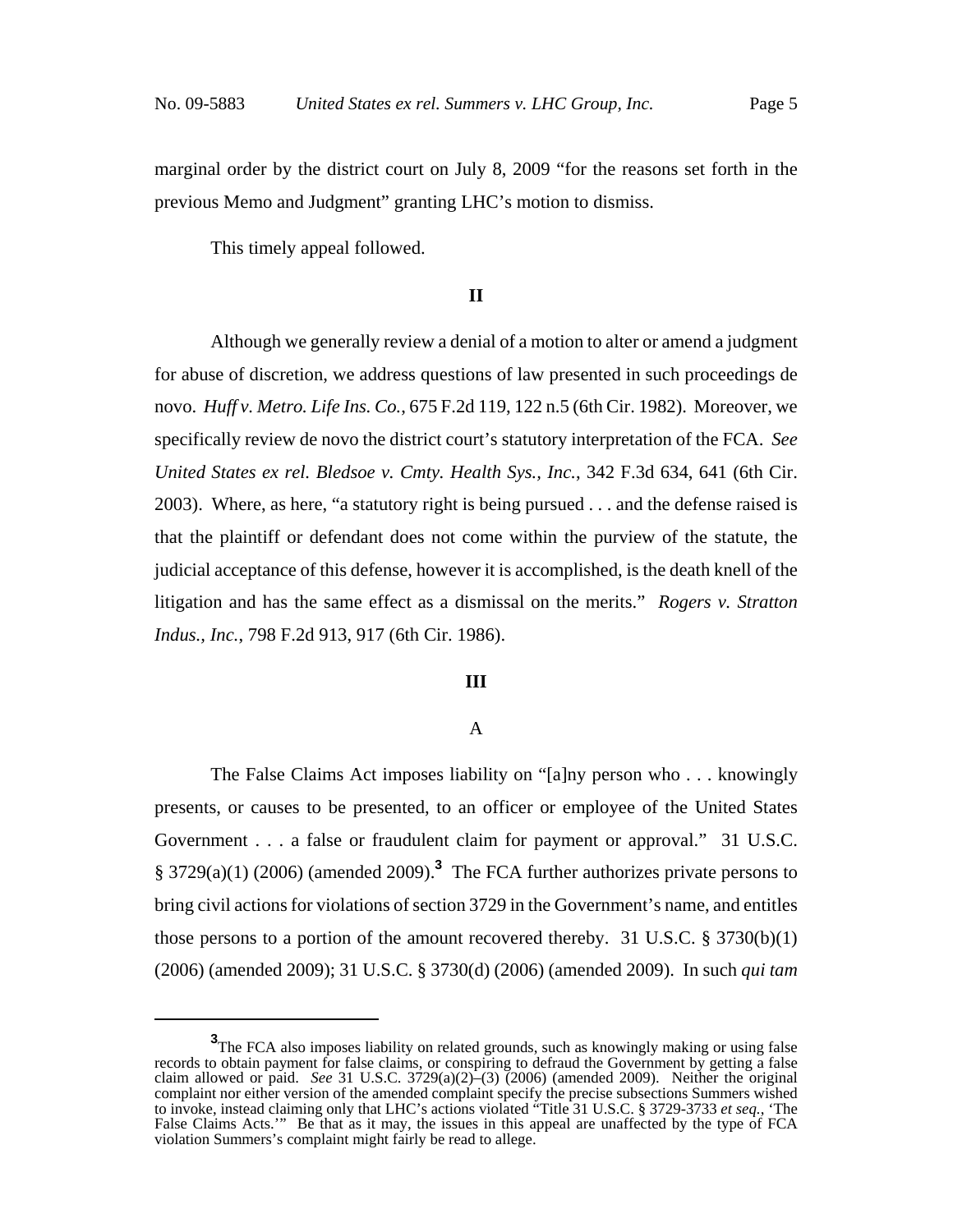marginal order by the district court on July 8, 2009 "for the reasons set forth in the previous Memo and Judgment" granting LHC's motion to dismiss.

This timely appeal followed.

## II

Although we generally review a denial of a motion to alter or amend a judgment for abuse of discretion, we address questions of law presented in such proceedings de novo. *Huff v. Metro. Life Ins. Co.*, 675 F.2d 119, 122 n.5 (6th Cir. 1982). Moreover, we specifically review de novo the district court's statutory interpretation of the FCA. *See United States ex rel. Bledsoe v. Cmty. Health Sys., Inc.*, 342 F.3d 634, 641 (6th Cir. 2003). Where, as here, "a statutory right is being pursued . . . and the defense raised is that the plaintiff or defendant does not come within the purview of the statute, the judicial acceptance of this defense, however it is accomplished, is the death knell of the litigation and has the same effect as a dismissal on the merits." *Rogers v. Stratton Indus., Inc.*, 798 F.2d 913, 917 (6th Cir. 1986).

## III

### A

The False Claims Act imposes liability on "[a]ny person who . . . knowingly presents, or causes to be presented, to an officer or employee of the United States Government . . . a false or fraudulent claim for payment or approval." 31 U.S.C. § 3729(a)(1) (2006) (amended 2009).[3] The FCA further authorizes private persons to bring civil actions for violations of section 3729 in the Government's name, and entitles those persons to a portion of the amount recovered thereby. 31 U.S.C. § 3730(b)(1) (2006) (amended 2009); 31 U.S.C. § 3730(d) (2006) (amended 2009). In such *qui tam*

[3] The FCA also imposes liability on related grounds, such as knowingly making or using false records to obtain payment for false claims, or conspiring to defraud the Government by getting a false claim allowed or paid. *See* 31 U.S.C. 3729(a)(2)–(3) (2006) (amended 2009). Neither the original complaint nor either version of the amended complaint specify the precise subsections Summers wished to invoke, instead claiming only that LHC's actions violated "Title 31 U.S.C. § 3729-3733 *et seq.*, 'The False Claims Acts.'" Be that as it may, the issues in this appeal are unaffected by the type of FCA violation Summers's complaint might fairly be read to allege.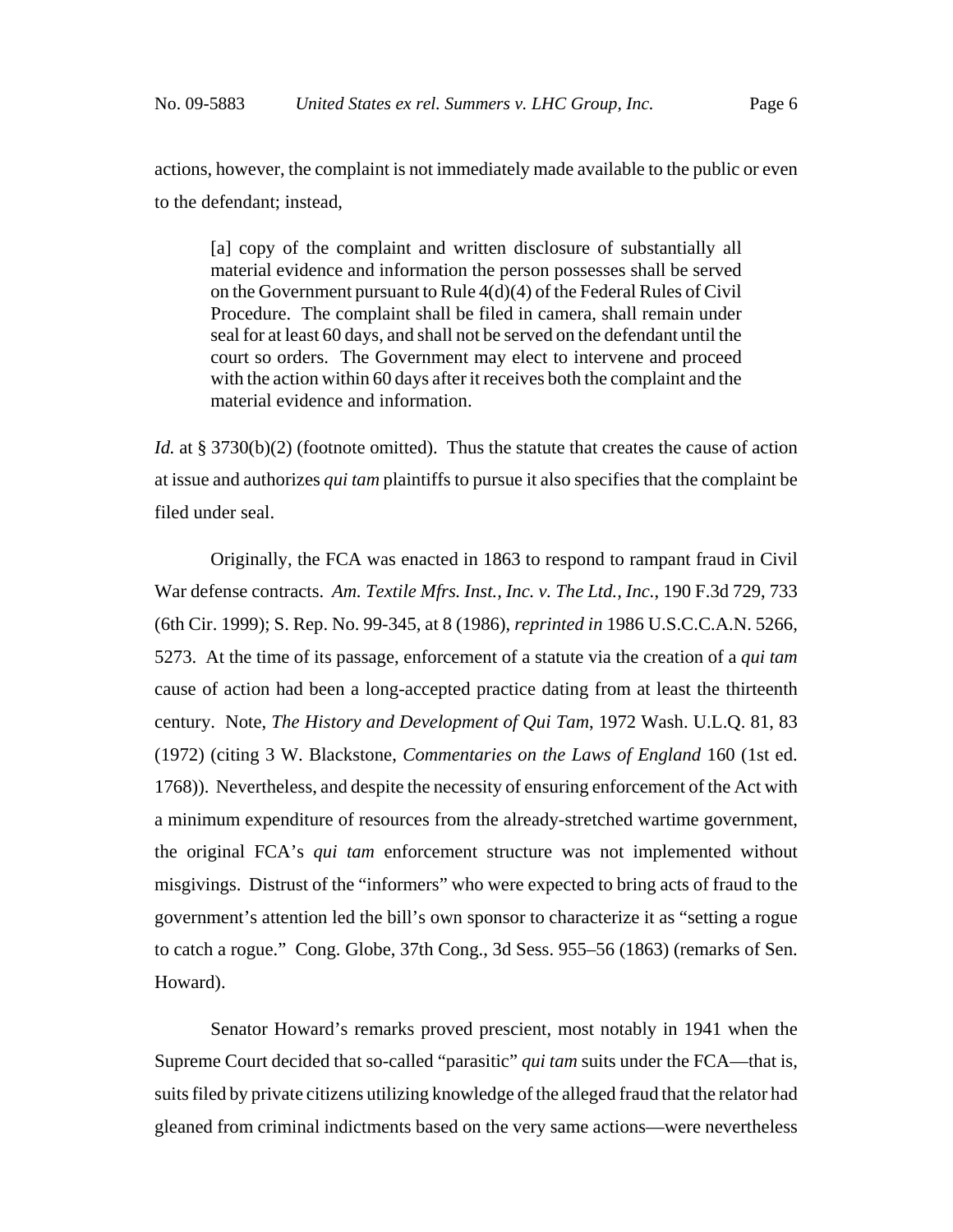actions, however, the complaint is not immediately made available to the public or even to the defendant; instead,

> [a] copy of the complaint and written disclosure of substantially all material evidence and information the person possesses shall be served on the Government pursuant to Rule 4(d)(4) of the Federal Rules of Civil Procedure. The complaint shall be filed in camera, shall remain under seal for at least 60 days, and shall not be served on the defendant until the court so orders. The Government may elect to intervene and proceed with the action within 60 days after it receives both the complaint and the material evidence and information.

*Id.* at § 3730(b)(2) (footnote omitted). Thus the statute that creates the cause of action at issue and authorizes *qui tam* plaintiffs to pursue it also specifies that the complaint be filed under seal.

Originally, the FCA was enacted in 1863 to respond to rampant fraud in Civil War defense contracts. *Am. Textile Mfrs. Inst., Inc. v. The Ltd., Inc.*, 190 F.3d 729, 733 (6th Cir. 1999); S. Rep. No. 99-345, at 8 (1986), *reprinted in* 1986 U.S.C.C.A.N. 5266, 5273. At the time of its passage, enforcement of a statute via the creation of a *qui tam* cause of action had been a long-accepted practice dating from at least the thirteenth century. Note, *The History and Development of Qui Tam*, 1972 Wash. U.L.Q. 81, 83 (1972) (citing 3 W. Blackstone, *Commentaries on the Laws of England* 160 (1st ed. 1768)). Nevertheless, and despite the necessity of ensuring enforcement of the Act with a minimum expenditure of resources from the already-stretched wartime government, the original FCA's *qui tam* enforcement structure was not implemented without misgivings. Distrust of the "informers" who were expected to bring acts of fraud to the government's attention led the bill's own sponsor to characterize it as "setting a rogue to catch a rogue." Cong. Globe, 37th Cong., 3d Sess. 955–56 (1863) (remarks of Sen. Howard).

Senator Howard's remarks proved prescient, most notably in 1941 when the Supreme Court decided that so-called "parasitic" *qui tam* suits under the FCA—that is, suits filed by private citizens utilizing knowledge of the alleged fraud that the relator had gleaned from criminal indictments based on the very same actions—were nevertheless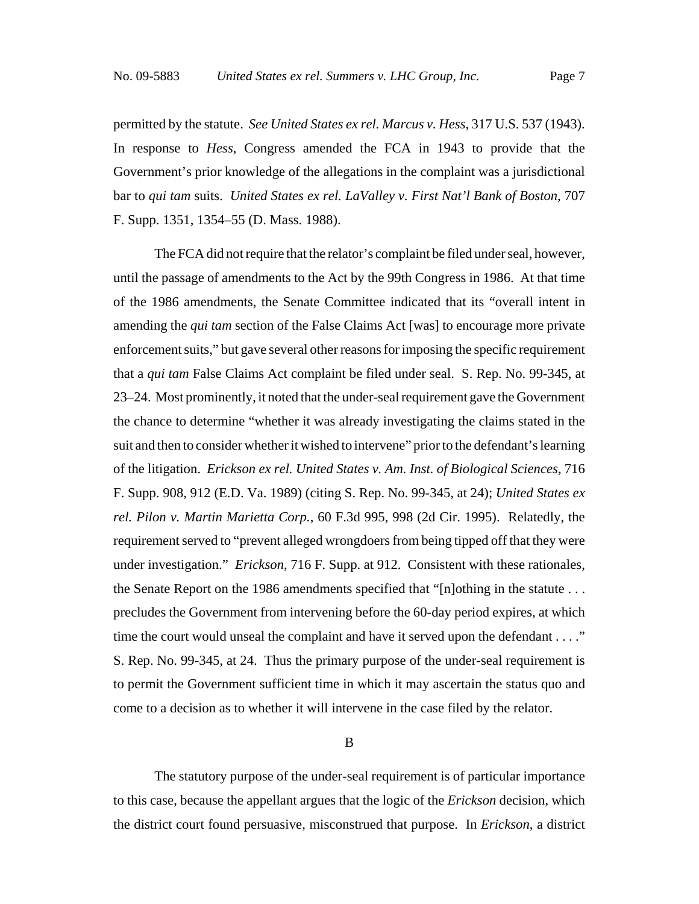permitted by the statute. *See United States ex rel. Marcus v. Hess*, 317 U.S. 537 (1943). In response to *Hess*, Congress amended the FCA in 1943 to provide that the Government's prior knowledge of the allegations in the complaint was a jurisdictional bar to *qui tam* suits. *United States ex rel. LaValley v. First Nat'l Bank of Boston*, 707 F. Supp. 1351, 1354–55 (D. Mass. 1988).

The FCA did not require that the relator's complaint be filed under seal, however, until the passage of amendments to the Act by the 99th Congress in 1986. At that time of the 1986 amendments, the Senate Committee indicated that its "overall intent in amending the *qui tam* section of the False Claims Act [was] to encourage more private enforcement suits," but gave several other reasons for imposing the specific requirement that a *qui tam* False Claims Act complaint be filed under seal. S. Rep. No. 99-345, at 23–24. Most prominently, it noted that the under-seal requirement gave the Government the chance to determine "whether it was already investigating the claims stated in the suit and then to consider whether it wished to intervene" prior to the defendant's learning of the litigation. *Erickson ex rel. United States v. Am. Inst. of Biological Sciences*, 716 F. Supp. 908, 912 (E.D. Va. 1989) (citing S. Rep. No. 99-345, at 24); *United States ex rel. Pilon v. Martin Marietta Corp.*, 60 F.3d 995, 998 (2d Cir. 1995). Relatedly, the requirement served to "prevent alleged wrongdoers from being tipped off that they were under investigation." *Erickson*, 716 F. Supp. at 912. Consistent with these rationales, the Senate Report on the 1986 amendments specified that "[n]othing in the statute . . . precludes the Government from intervening before the 60-day period expires, at which time the court would unseal the complaint and have it served upon the defendant . . . ." S. Rep. No. 99-345, at 24. Thus the primary purpose of the under-seal requirement is to permit the Government sufficient time in which it may ascertain the status quo and come to a decision as to whether it will intervene in the case filed by the relator.

### B

The statutory purpose of the under-seal requirement is of particular importance to this case, because the appellant argues that the logic of the *Erickson* decision, which the district court found persuasive, misconstrued that purpose. In *Erickson*, a district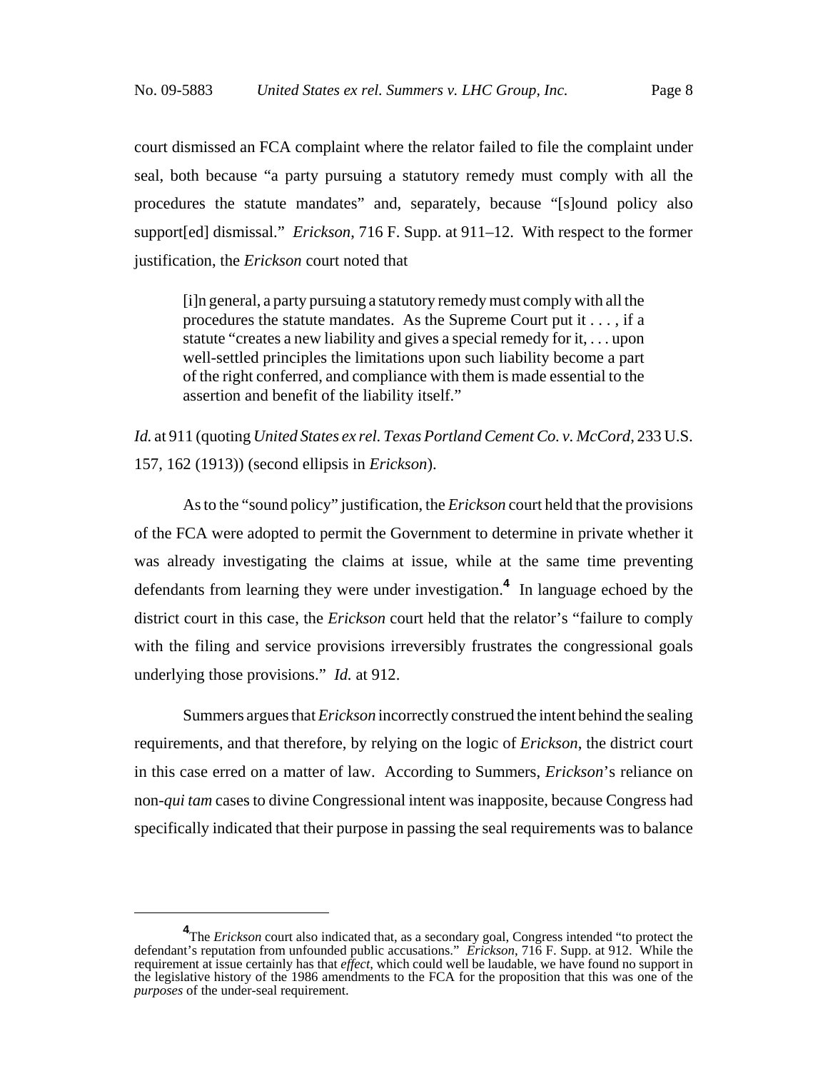court dismissed an FCA complaint where the relator failed to file the complaint under seal, both because "a party pursuing a statutory remedy must comply with all the procedures the statute mandates" and, separately, because "[s]ound policy also support[ed] dismissal." *Erickson*, 716 F. Supp. at 911–12. With respect to the former justification, the *Erickson* court noted that

> [i]n general, a party pursuing a statutory remedy must comply with all the procedures the statute mandates. As the Supreme Court put it . . . , if a statute "creates a new liability and gives a special remedy for it, . . . upon well-settled principles the limitations upon such liability become a part of the right conferred, and compliance with them is made essential to the assertion and benefit of the liability itself."

*Id.* at 911 (quoting *United States ex rel. Texas Portland Cement Co. v. McCord*, 233 U.S. 157, 162 (1913)) (second ellipsis in *Erickson*).

As to the "sound policy" justification, the *Erickson* court held that the provisions of the FCA were adopted to permit the Government to determine in private whether it was already investigating the claims at issue, while at the same time preventing defendants from learning they were under investigation.[4] In language echoed by the district court in this case, the *Erickson* court held that the relator's "failure to comply with the filing and service provisions irreversibly frustrates the congressional goals underlying those provisions." *Id.* at 912.

Summers argues that *Erickson* incorrectly construed the intent behind the sealing requirements, and that therefore, by relying on the logic of *Erickson*, the district court in this case erred on a matter of law. According to Summers, *Erickson*'s reliance on non-*qui tam* cases to divine Congressional intent was inapposite, because Congress had specifically indicated that their purpose in passing the seal requirements was to balance

---

[4] The *Erickson* court also indicated that, as a secondary goal, Congress intended "to protect the defendant's reputation from unfounded public accusations." *Erickson*, 716 F. Supp. at 912. While the requirement at issue certainly has that *effect*, which could well be laudable, we have found no support in the legislative history of the 1986 amendments to the FCA for the proposition that this was one of the *purposes* of the under-seal requirement.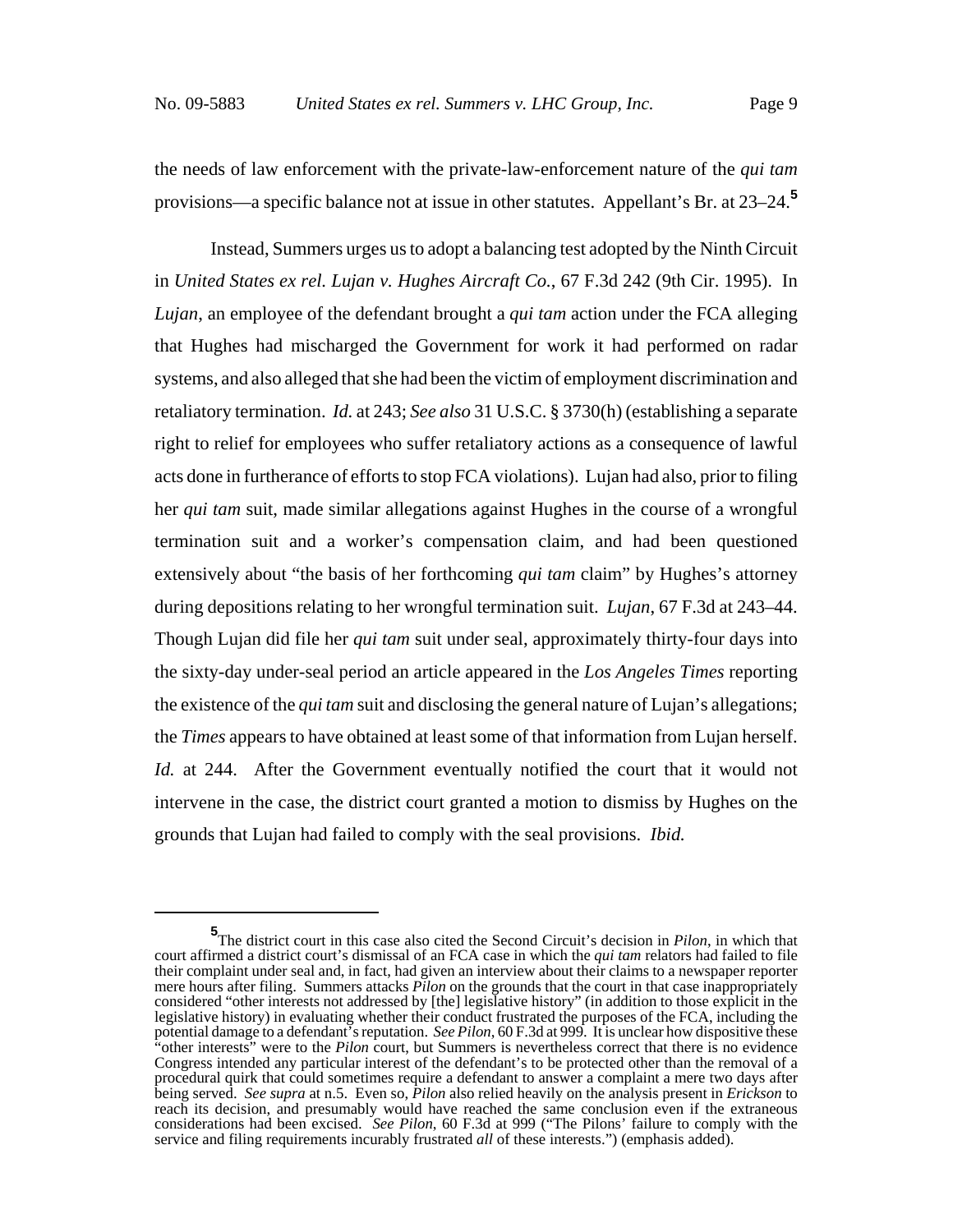the needs of law enforcement with the private-law-enforcement nature of the *qui tam* provisions—a specific balance not at issue in other statutes. Appellant's Br. at 23–24.[5]

Instead, Summers urges us to adopt a balancing test adopted by the Ninth Circuit in *United States ex rel. Lujan v. Hughes Aircraft Co.*, 67 F.3d 242 (9th Cir. 1995). In *Lujan*, an employee of the defendant brought a *qui tam* action under the FCA alleging that Hughes had mischarged the Government for work it had performed on radar systems, and also alleged that she had been the victim of employment discrimination and retaliatory termination. *Id.* at 243; *See also* 31 U.S.C. § 3730(h) (establishing a separate right to relief for employees who suffer retaliatory actions as a consequence of lawful acts done in furtherance of efforts to stop FCA violations). Lujan had also, prior to filing her *qui tam* suit, made similar allegations against Hughes in the course of a wrongful termination suit and a worker's compensation claim, and had been questioned extensively about "the basis of her forthcoming *qui tam* claim" by Hughes's attorney during depositions relating to her wrongful termination suit. *Lujan*, 67 F.3d at 243–44. Though Lujan did file her *qui tam* suit under seal, approximately thirty-four days into the sixty-day under-seal period an article appeared in the *Los Angeles Times* reporting the existence of the *qui tam* suit and disclosing the general nature of Lujan's allegations; the *Times* appears to have obtained at least some of that information from Lujan herself. *Id.* at 244. After the Government eventually notified the court that it would not intervene in the case, the district court granted a motion to dismiss by Hughes on the grounds that Lujan had failed to comply with the seal provisions. *Ibid.*

---

[5] The district court in this case also cited the Second Circuit's decision in *Pilon*, in which that court affirmed a district court's dismissal of an FCA case in which the *qui tam* relators had failed to file their complaint under seal and, in fact, had given an interview about their claims to a newspaper reporter mere hours after filing. Summers attacks *Pilon* on the grounds that the court in that case inappropriately considered "other interests not addressed by [the] legislative history" (in addition to those explicit in the legislative history) in evaluating whether their conduct frustrated the purposes of the FCA, including the potential damage to a defendant's reputation. *See Pilon*, 60 F.3d at 999. It is unclear how dispositive these "other interests" were to the *Pilon* court, but Summers is nevertheless correct that there is no evidence Congress intended any particular interest of the defendant's to be protected other than the removal of a procedural quirk that could sometimes require a defendant to answer a complaint a mere two days after being served. *See supra* at n.5. Even so, *Pilon* also relied heavily on the analysis present in *Erickson* to reach its decision, and presumably would have reached the same conclusion even if the extraneous considerations had been excised. *See Pilon*, 60 F.3d at 999 ("The Pilons' failure to comply with the service and filing requirements incurably frustrated *all* of these interests.") (emphasis added).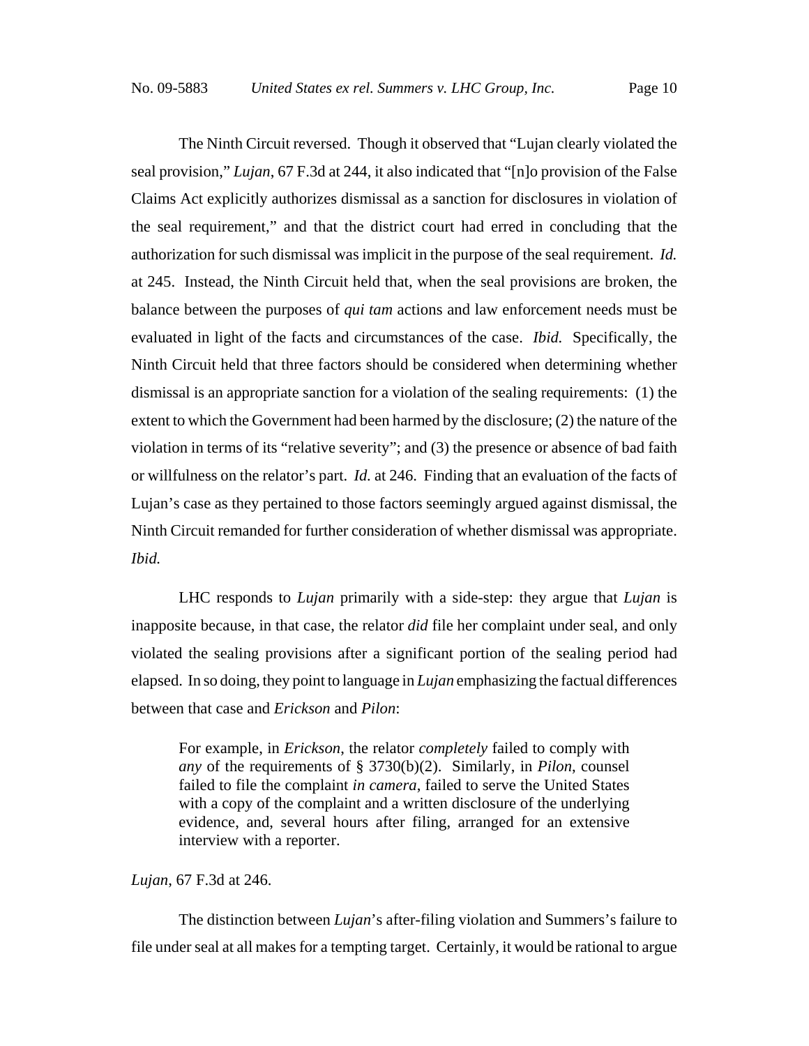The Ninth Circuit reversed. Though it observed that "Lujan clearly violated the seal provision," *Lujan*, 67 F.3d at 244, it also indicated that "[n]o provision of the False Claims Act explicitly authorizes dismissal as a sanction for disclosures in violation of the seal requirement," and that the district court had erred in concluding that the authorization for such dismissal was implicit in the purpose of the seal requirement. *Id.* at 245. Instead, the Ninth Circuit held that, when the seal provisions are broken, the balance between the purposes of *qui tam* actions and law enforcement needs must be evaluated in light of the facts and circumstances of the case. *Ibid.* Specifically, the Ninth Circuit held that three factors should be considered when determining whether dismissal is an appropriate sanction for a violation of the sealing requirements: (1) the extent to which the Government had been harmed by the disclosure; (2) the nature of the violation in terms of its "relative severity"; and (3) the presence or absence of bad faith or willfulness on the relator's part. *Id.* at 246. Finding that an evaluation of the facts of Lujan's case as they pertained to those factors seemingly argued against dismissal, the Ninth Circuit remanded for further consideration of whether dismissal was appropriate. *Ibid.*

LHC responds to *Lujan* primarily with a side-step: they argue that *Lujan* is inapposite because, in that case, the relator *did* file her complaint under seal, and only violated the sealing provisions after a significant portion of the sealing period had elapsed. In so doing, they point to language in *Lujan* emphasizing the factual differences between that case and *Erickson* and *Pilon*:

> For example, in *Erickson*, the relator *completely* failed to comply with *any* of the requirements of § 3730(b)(2). Similarly, in *Pilon*, counsel failed to file the complaint *in camera*, failed to serve the United States with a copy of the complaint and a written disclosure of the underlying evidence, and, several hours after filing, arranged for an extensive interview with a reporter.

*Lujan*, 67 F.3d at 246.

The distinction between *Lujan*'s after-filing violation and Summers's failure to file under seal at all makes for a tempting target. Certainly, it would be rational to argue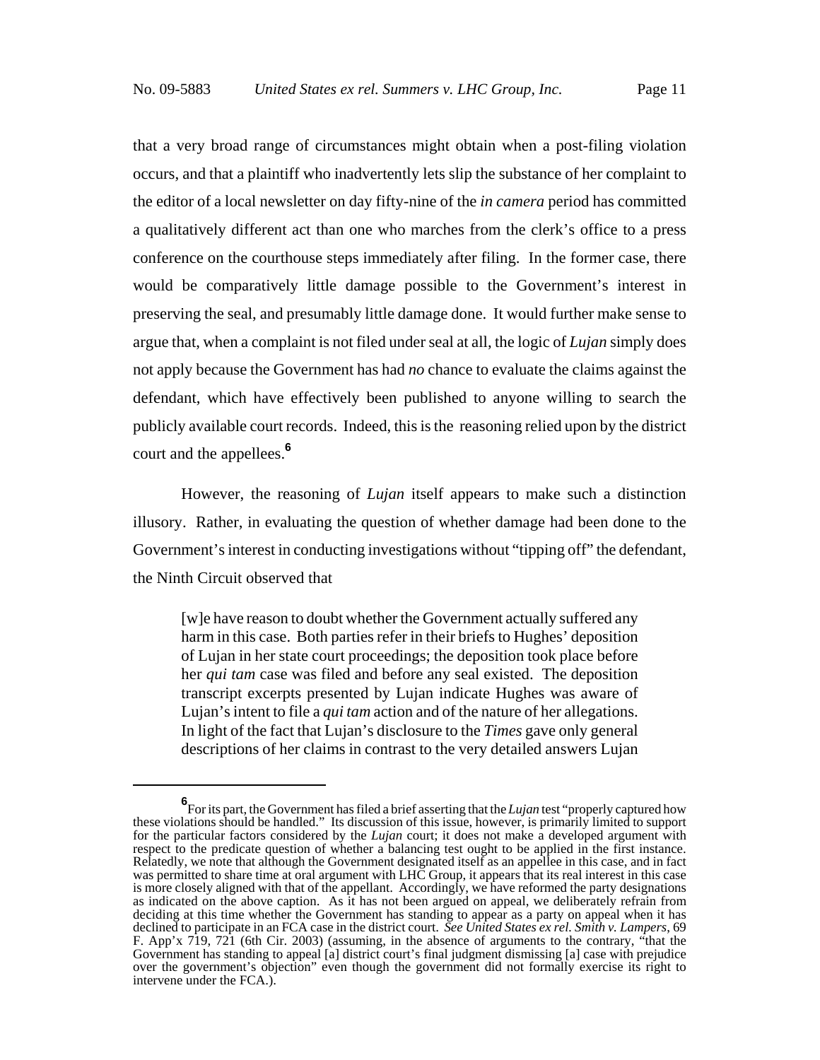that a very broad range of circumstances might obtain when a post-filing violation occurs, and that a plaintiff who inadvertently lets slip the substance of her complaint to the editor of a local newsletter on day fifty-nine of the *in camera* period has committed a qualitatively different act than one who marches from the clerk's office to a press conference on the courthouse steps immediately after filing. In the former case, there would be comparatively little damage possible to the Government's interest in preserving the seal, and presumably little damage done. It would further make sense to argue that, when a complaint is not filed under seal at all, the logic of *Lujan* simply does not apply because the Government has had *no* chance to evaluate the claims against the defendant, which have effectively been published to anyone willing to search the publicly available court records. Indeed, this is the reasoning relied upon by the district court and the appellees.[6]

However, the reasoning of *Lujan* itself appears to make such a distinction illusory. Rather, in evaluating the question of whether damage had been done to the Government's interest in conducting investigations without "tipping off" the defendant, the Ninth Circuit observed that

> [w]e have reason to doubt whether the Government actually suffered any harm in this case. Both parties refer in their briefs to Hughes' deposition of Lujan in her state court proceedings; the deposition took place before her *qui tam* case was filed and before any seal existed. The deposition transcript excerpts presented by Lujan indicate Hughes was aware of Lujan's intent to file a *qui tam* action and of the nature of her allegations. In light of the fact that Lujan's disclosure to the *Times* gave only general descriptions of her claims in contrast to the very detailed answers Lujan

---

[6] For its part, the Government has filed a brief asserting that the *Lujan* test "properly captured how these violations should be handled." Its discussion of this issue, however, is primarily limited to support for the particular factors considered by the *Lujan* court; it does not make a developed argument with respect to the predicate question of whether a balancing test ought to be applied in the first instance. Relatedly, we note that although the Government designated itself as an appellee in this case, and in fact was permitted to share time at oral argument with LHC Group, it appears that its real interest in this case is more closely aligned with that of the appellant. Accordingly, we have reformed the party designations as indicated on the above caption. As it has not been argued on appeal, we deliberately refrain from deciding at this time whether the Government has standing to appear as a party on appeal when it has declined to participate in an FCA case in the district court. *See United States ex rel. Smith v. Lampers*, 69 F. App'x 719, 721 (6th Cir. 2003) (assuming, in the absence of arguments to the contrary, "that the Government has standing to appeal [a] district court's final judgment dismissing [a] case with prejudice over the government's objection" even though the government did not formally exercise its right to intervene under the FCA.).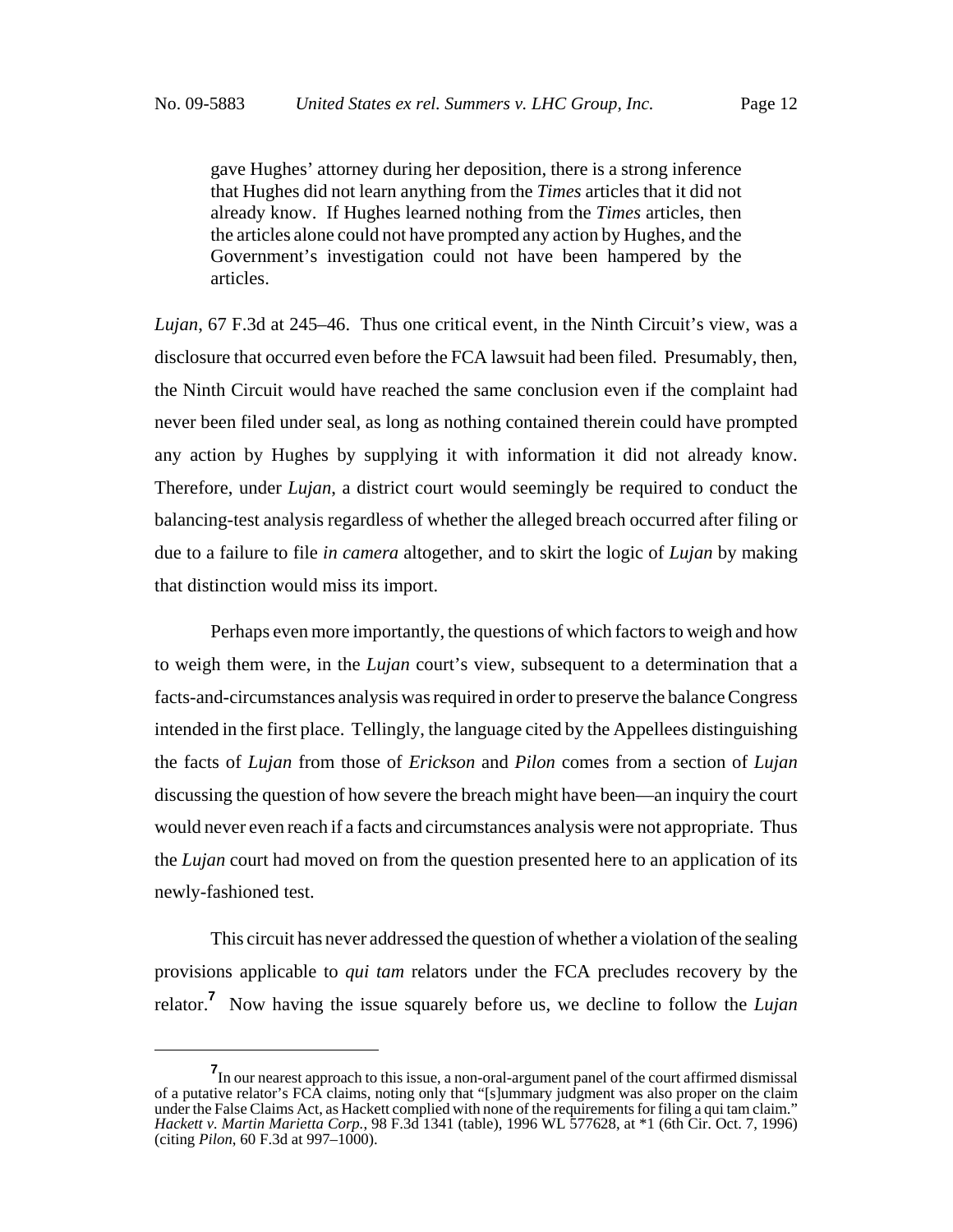> gave Hughes' attorney during her deposition, there is a strong inference that Hughes did not learn anything from the *Times* articles that it did not already know. If Hughes learned nothing from the *Times* articles, then the articles alone could not have prompted any action by Hughes, and the Government's investigation could not have been hampered by the articles.

*Lujan*, 67 F.3d at 245–46. Thus one critical event, in the Ninth Circuit's view, was a disclosure that occurred even before the FCA lawsuit had been filed. Presumably, then, the Ninth Circuit would have reached the same conclusion even if the complaint had never been filed under seal, as long as nothing contained therein could have prompted any action by Hughes by supplying it with information it did not already know. Therefore, under *Lujan*, a district court would seemingly be required to conduct the balancing-test analysis regardless of whether the alleged breach occurred after filing or due to a failure to file *in camera* altogether, and to skirt the logic of *Lujan* by making that distinction would miss its import.

Perhaps even more importantly, the questions of which factors to weigh and how to weigh them were, in the *Lujan* court's view, subsequent to a determination that a facts-and-circumstances analysis was required in order to preserve the balance Congress intended in the first place. Tellingly, the language cited by the Appellees distinguishing the facts of *Lujan* from those of *Erickson* and *Pilon* comes from a section of *Lujan* discussing the question of how severe the breach might have been—an inquiry the court would never even reach if a facts and circumstances analysis were not appropriate. Thus the *Lujan* court had moved on from the question presented here to an application of its newly-fashioned test.

This circuit has never addressed the question of whether a violation of the sealing provisions applicable to *qui tam* relators under the FCA precludes recovery by the relator.[7] Now having the issue squarely before us, we decline to follow the *Lujan*

---

[7] In our nearest approach to this issue, a non-oral-argument panel of the court affirmed dismissal of a putative relator's FCA claims, noting only that "[s]ummary judgment was also proper on the claim under the False Claims Act, as Hackett complied with none of the requirements for filing a qui tam claim." *Hackett v. Martin Marietta Corp.*, 98 F.3d 1341 (table), 1996 WL 577628, at *1 (6th Cir. Oct. 7, 1996) (citing *Pilon*, 60 F.3d at 997–1000).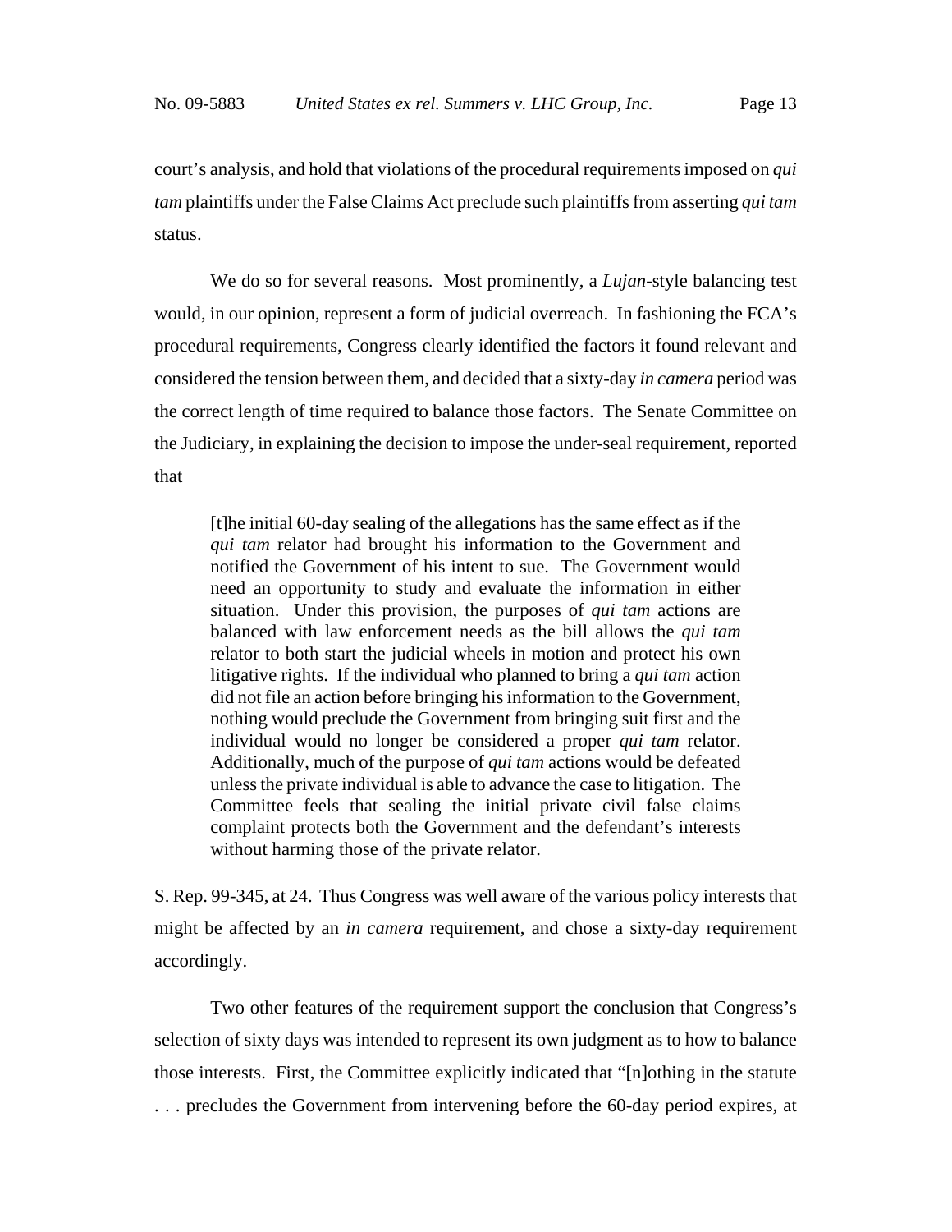court's analysis, and hold that violations of the procedural requirements imposed on *qui tam* plaintiffs under the False Claims Act preclude such plaintiffs from asserting *qui tam* status.

We do so for several reasons. Most prominently, a *Lujan*-style balancing test would, in our opinion, represent a form of judicial overreach. In fashioning the FCA's procedural requirements, Congress clearly identified the factors it found relevant and considered the tension between them, and decided that a sixty-day *in camera* period was the correct length of time required to balance those factors. The Senate Committee on the Judiciary, in explaining the decision to impose the under-seal requirement, reported that

> [t]he initial 60-day sealing of the allegations has the same effect as if the *qui tam* relator had brought his information to the Government and notified the Government of his intent to sue. The Government would need an opportunity to study and evaluate the information in either situation. Under this provision, the purposes of *qui tam* actions are balanced with law enforcement needs as the bill allows the *qui tam* relator to both start the judicial wheels in motion and protect his own litigative rights. If the individual who planned to bring a *qui tam* action did not file an action before bringing his information to the Government, nothing would preclude the Government from bringing suit first and the individual would no longer be considered a proper *qui tam* relator. Additionally, much of the purpose of *qui tam* actions would be defeated unless the private individual is able to advance the case to litigation. The Committee feels that sealing the initial private civil false claims complaint protects both the Government and the defendant's interests without harming those of the private relator.

S. Rep. 99-345, at 24. Thus Congress was well aware of the various policy interests that might be affected by an *in camera* requirement, and chose a sixty-day requirement accordingly.

Two other features of the requirement support the conclusion that Congress's selection of sixty days was intended to represent its own judgment as to how to balance those interests. First, the Committee explicitly indicated that "[n]othing in the statute . . . precludes the Government from intervening before the 60-day period expires, at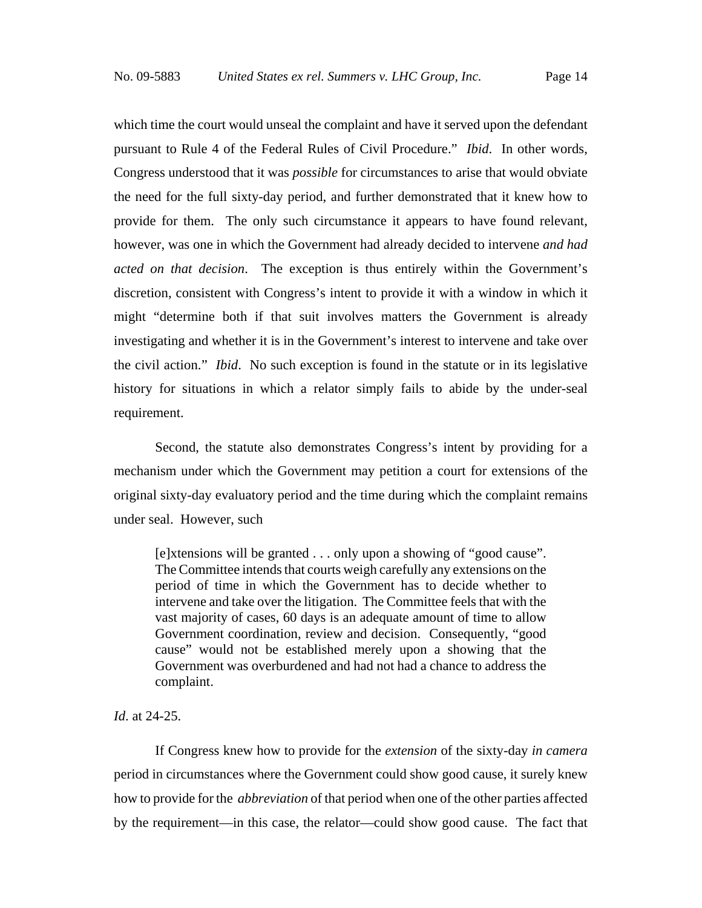which time the court would unseal the complaint and have it served upon the defendant pursuant to Rule 4 of the Federal Rules of Civil Procedure." *Ibid*. In other words, Congress understood that it was *possible* for circumstances to arise that would obviate the need for the full sixty-day period, and further demonstrated that it knew how to provide for them. The only such circumstance it appears to have found relevant, however, was one in which the Government had already decided to intervene *and had acted on that decision*. The exception is thus entirely within the Government's discretion, consistent with Congress's intent to provide it with a window in which it might "determine both if that suit involves matters the Government is already investigating and whether it is in the Government's interest to intervene and take over the civil action." *Ibid*. No such exception is found in the statute or in its legislative history for situations in which a relator simply fails to abide by the under-seal requirement.

Second, the statute also demonstrates Congress's intent by providing for a mechanism under which the Government may petition a court for extensions of the original sixty-day evaluatory period and the time during which the complaint remains under seal. However, such

> [e]xtensions will be granted . . . only upon a showing of "good cause". The Committee intends that courts weigh carefully any extensions on the period of time in which the Government has to decide whether to intervene and take over the litigation. The Committee feels that with the vast majority of cases, 60 days is an adequate amount of time to allow Government coordination, review and decision. Consequently, "good cause" would not be established merely upon a showing that the Government was overburdened and had not had a chance to address the complaint.

*Id*. at 24-25.

If Congress knew how to provide for the *extension* of the sixty-day *in camera* period in circumstances where the Government could show good cause, it surely knew how to provide for the *abbreviation* of that period when one of the other parties affected by the requirement—in this case, the relator—could show good cause. The fact that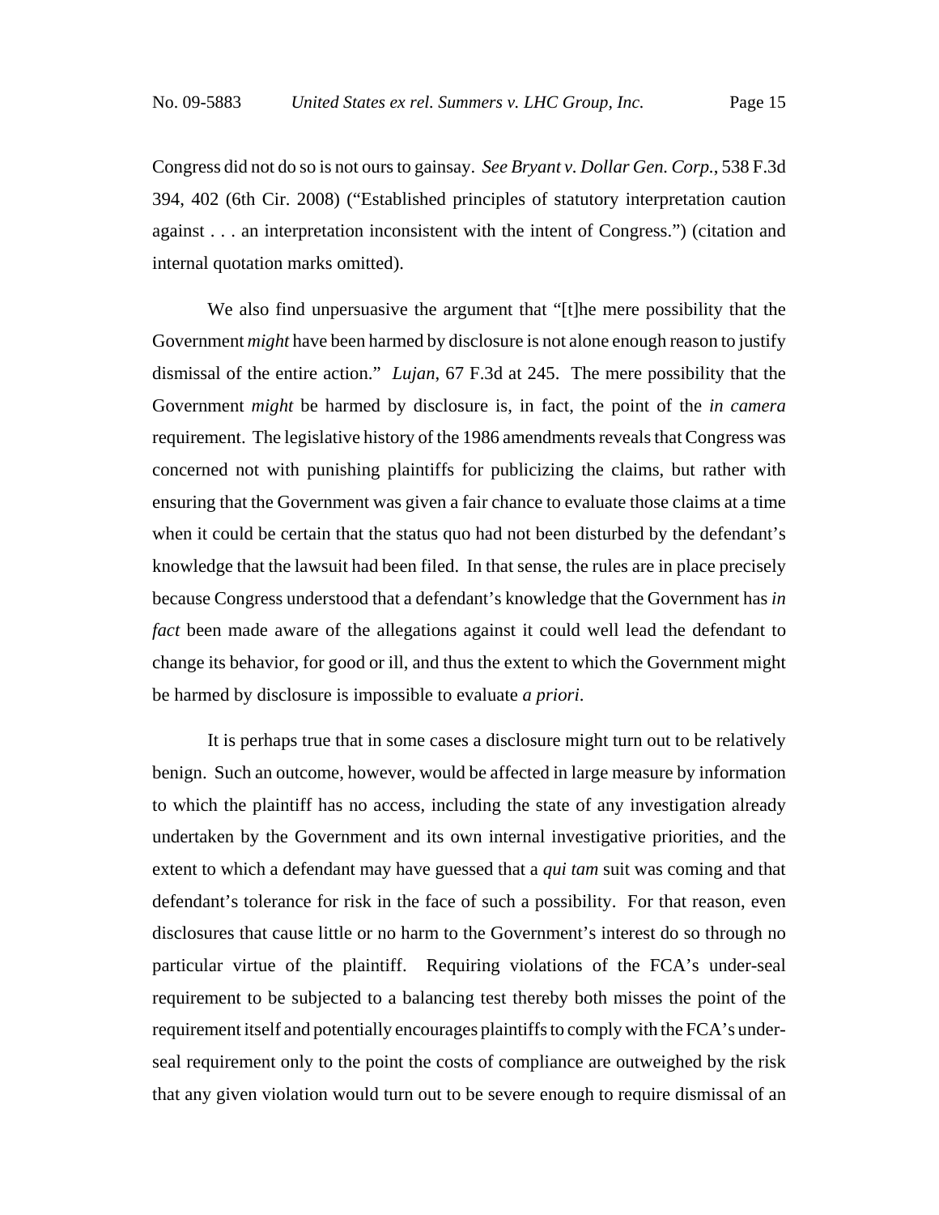Congress did not do so is not ours to gainsay. *See Bryant v. Dollar Gen. Corp.*, 538 F.3d 394, 402 (6th Cir. 2008) ("Established principles of statutory interpretation caution against . . . an interpretation inconsistent with the intent of Congress.") (citation and internal quotation marks omitted).

We also find unpersuasive the argument that "[t]he mere possibility that the Government *might* have been harmed by disclosure is not alone enough reason to justify dismissal of the entire action." *Lujan*, 67 F.3d at 245. The mere possibility that the Government *might* be harmed by disclosure is, in fact, the point of the *in camera* requirement. The legislative history of the 1986 amendments reveals that Congress was concerned not with punishing plaintiffs for publicizing the claims, but rather with ensuring that the Government was given a fair chance to evaluate those claims at a time when it could be certain that the status quo had not been disturbed by the defendant's knowledge that the lawsuit had been filed. In that sense, the rules are in place precisely because Congress understood that a defendant's knowledge that the Government has *in fact* been made aware of the allegations against it could well lead the defendant to change its behavior, for good or ill, and thus the extent to which the Government might be harmed by disclosure is impossible to evaluate *a priori*.

It is perhaps true that in some cases a disclosure might turn out to be relatively benign. Such an outcome, however, would be affected in large measure by information to which the plaintiff has no access, including the state of any investigation already undertaken by the Government and its own internal investigative priorities, and the extent to which a defendant may have guessed that a *qui tam* suit was coming and that defendant's tolerance for risk in the face of such a possibility. For that reason, even disclosures that cause little or no harm to the Government's interest do so through no particular virtue of the plaintiff. Requiring violations of the FCA's under-seal requirement to be subjected to a balancing test thereby both misses the point of the requirement itself and potentially encourages plaintiffs to comply with the FCA's under-seal requirement only to the point the costs of compliance are outweighed by the risk that any given violation would turn out to be severe enough to require dismissal of an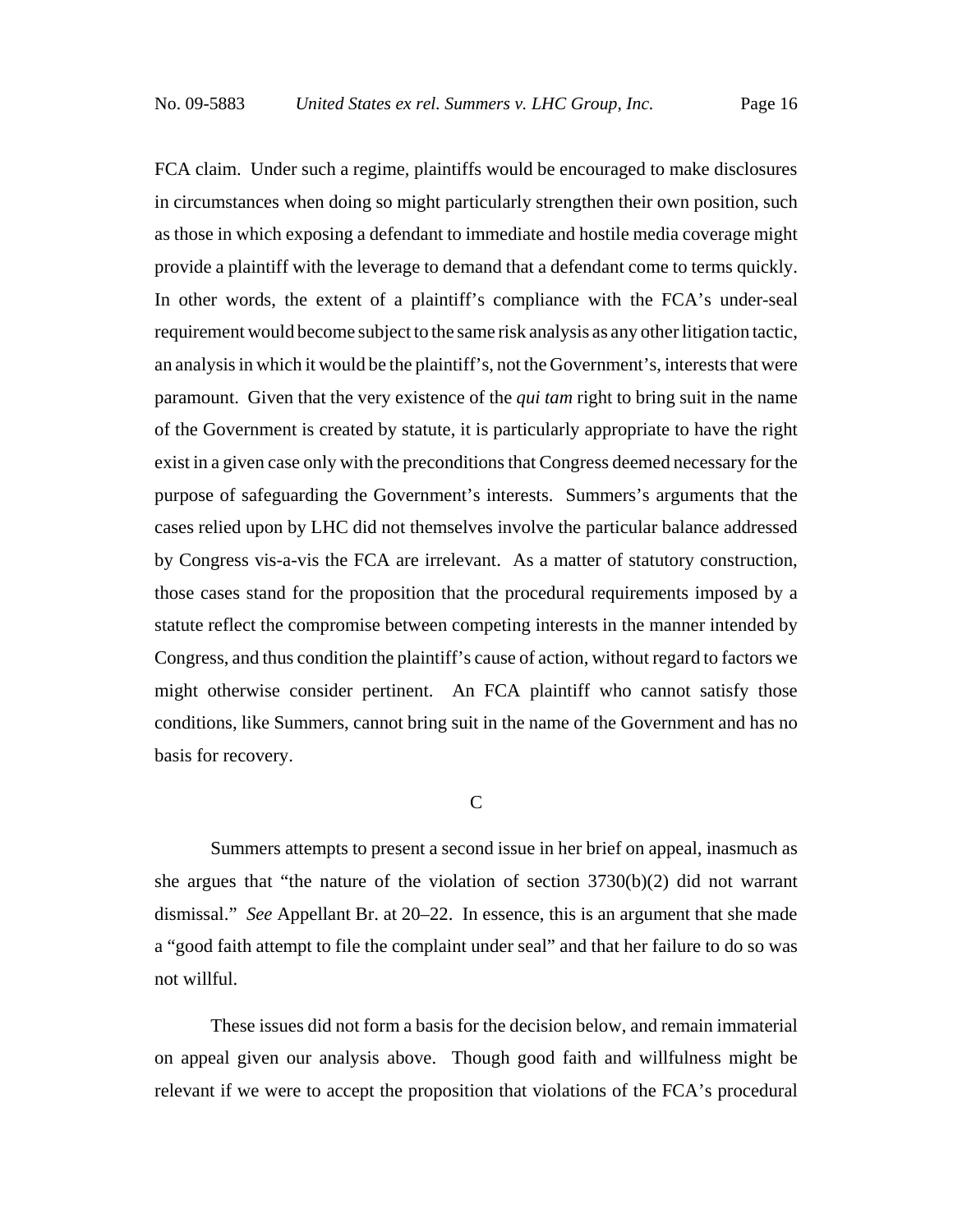FCA claim. Under such a regime, plaintiffs would be encouraged to make disclosures in circumstances when doing so might particularly strengthen their own position, such as those in which exposing a defendant to immediate and hostile media coverage might provide a plaintiff with the leverage to demand that a defendant come to terms quickly. In other words, the extent of a plaintiff's compliance with the FCA's under-seal requirement would become subject to the same risk analysis as any other litigation tactic, an analysis in which it would be the plaintiff's, not the Government's, interests that were paramount. Given that the very existence of the *qui tam* right to bring suit in the name of the Government is created by statute, it is particularly appropriate to have the right exist in a given case only with the preconditions that Congress deemed necessary for the purpose of safeguarding the Government's interests. Summers's arguments that the cases relied upon by LHC did not themselves involve the particular balance addressed by Congress vis-a-vis the FCA are irrelevant. As a matter of statutory construction, those cases stand for the proposition that the procedural requirements imposed by a statute reflect the compromise between competing interests in the manner intended by Congress, and thus condition the plaintiff's cause of action, without regard to factors we might otherwise consider pertinent. An FCA plaintiff who cannot satisfy those conditions, like Summers, cannot bring suit in the name of the Government and has no basis for recovery.

### C

Summers attempts to present a second issue in her brief on appeal, inasmuch as she argues that "the nature of the violation of section 3730(b)(2) did not warrant dismissal." *See* Appellant Br. at 20–22. In essence, this is an argument that she made a "good faith attempt to file the complaint under seal" and that her failure to do so was not willful.

These issues did not form a basis for the decision below, and remain immaterial on appeal given our analysis above. Though good faith and willfulness might be relevant if we were to accept the proposition that violations of the FCA's procedural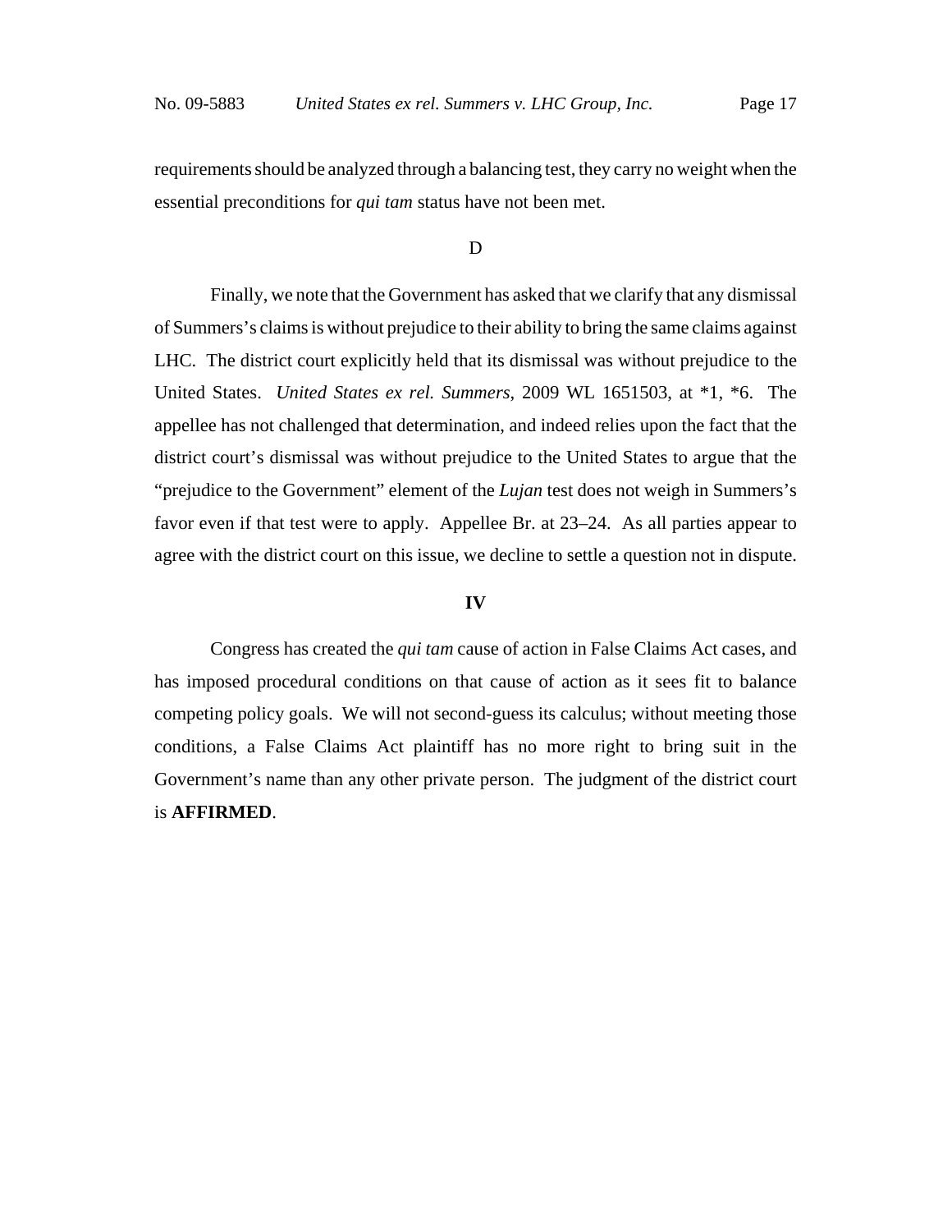requirements should be analyzed through a balancing test, they carry no weight when the essential preconditions for *qui tam* status have not been met.

D

Finally, we note that the Government has asked that we clarify that any dismissal of Summers's claims is without prejudice to their ability to bring the same claims against LHC. The district court explicitly held that its dismissal was without prejudice to the United States. *United States ex rel. Summers*, 2009 WL 1651503, at *1, *6. The appellee has not challenged that determination, and indeed relies upon the fact that the district court's dismissal was without prejudice to the United States to argue that the "prejudice to the Government" element of the *Lujan* test does not weigh in Summers's favor even if that test were to apply. Appellee Br. at 23–24. As all parties appear to agree with the district court on this issue, we decline to settle a question not in dispute.

**IV**

Congress has created the *qui tam* cause of action in False Claims Act cases, and has imposed procedural conditions on that cause of action as it sees fit to balance competing policy goals. We will not second-guess its calculus; without meeting those conditions, a False Claims Act plaintiff has no more right to bring suit in the Government's name than any other private person. The judgment of the district court is **AFFIRMED**.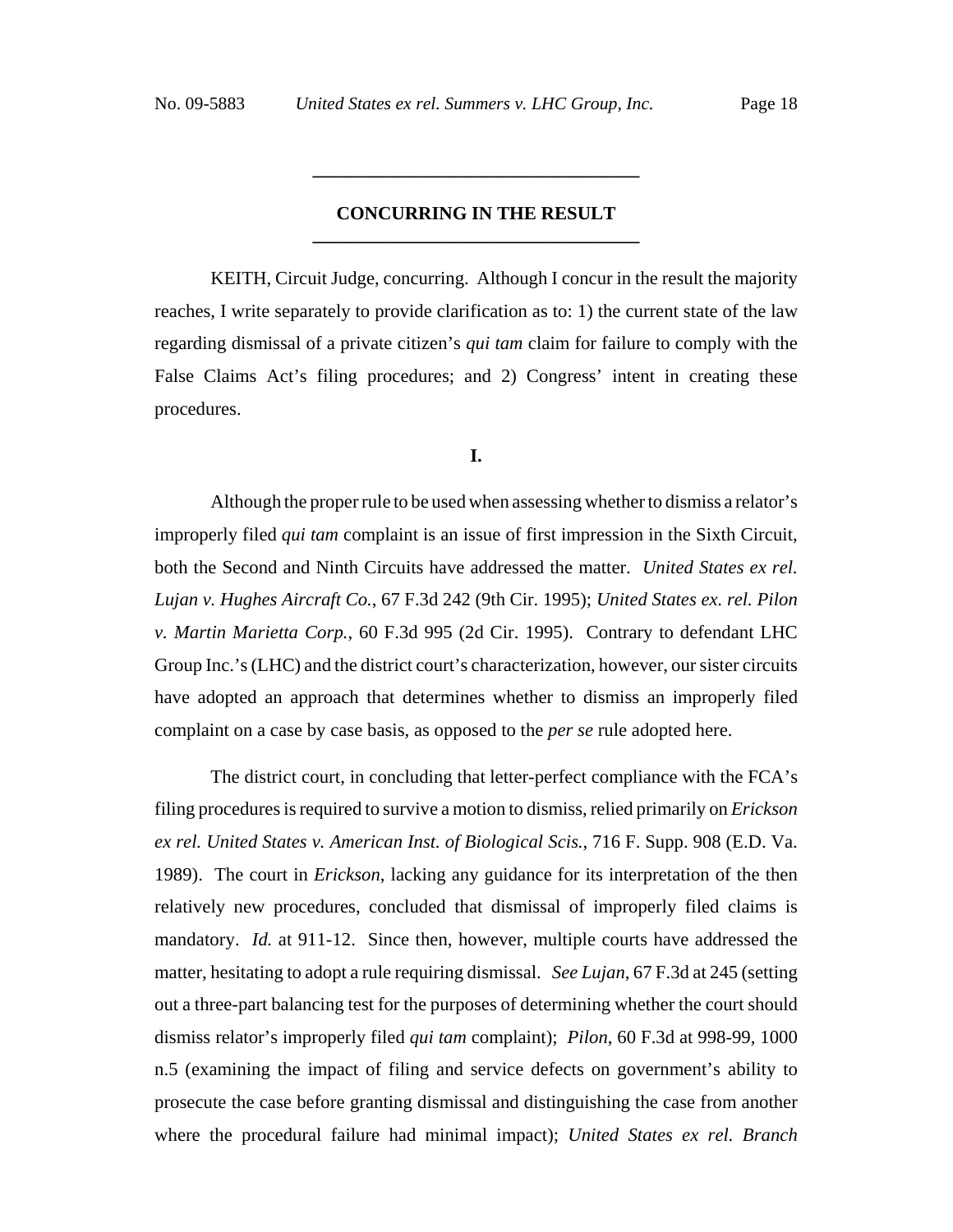## CONCURRING IN THE RESULT

KEITH, Circuit Judge, concurring. Although I concur in the result the majority reaches, I write separately to provide clarification as to: 1) the current state of the law regarding dismissal of a private citizen's *qui tam* claim for failure to comply with the False Claims Act's filing procedures; and 2) Congress' intent in creating these procedures.

### I.

Although the proper rule to be used when assessing whether to dismiss a relator's improperly filed *qui tam* complaint is an issue of first impression in the Sixth Circuit, both the Second and Ninth Circuits have addressed the matter. *United States ex rel. Lujan v. Hughes Aircraft Co.*, 67 F.3d 242 (9th Cir. 1995); *United States ex. rel. Pilon v. Martin Marietta Corp.*, 60 F.3d 995 (2d Cir. 1995). Contrary to defendant LHC Group Inc.'s (LHC) and the district court's characterization, however, our sister circuits have adopted an approach that determines whether to dismiss an improperly filed complaint on a case by case basis, as opposed to the *per se* rule adopted here.

The district court, in concluding that letter-perfect compliance with the FCA's filing procedures is required to survive a motion to dismiss, relied primarily on *Erickson ex rel. United States v. American Inst. of Biological Scis.*, 716 F. Supp. 908 (E.D. Va. 1989). The court in *Erickson*, lacking any guidance for its interpretation of the then relatively new procedures, concluded that dismissal of improperly filed claims is mandatory. *Id.* at 911-12. Since then, however, multiple courts have addressed the matter, hesitating to adopt a rule requiring dismissal. *See Lujan*, 67 F.3d at 245 (setting out a three-part balancing test for the purposes of determining whether the court should dismiss relator's improperly filed *qui tam* complaint); *Pilon*, 60 F.3d at 998-99, 1000 n.5 (examining the impact of filing and service defects on government's ability to prosecute the case before granting dismissal and distinguishing the case from another where the procedural failure had minimal impact); *United States ex rel. Branch*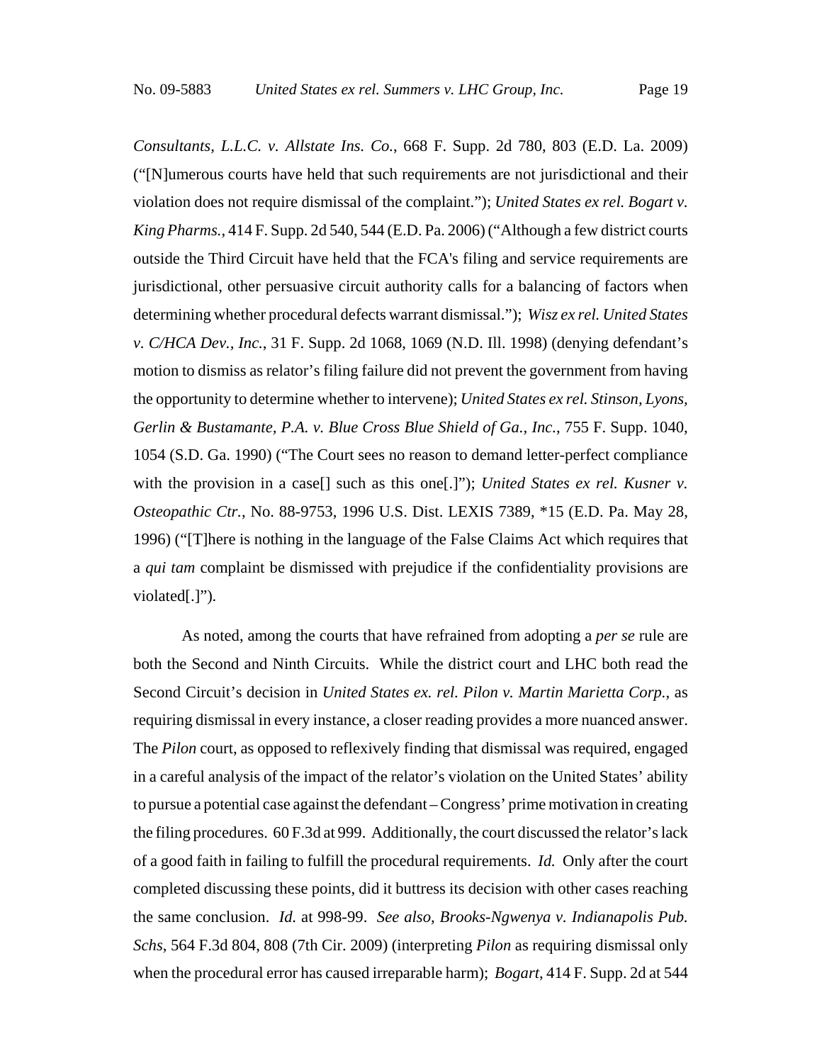*Consultants, L.L.C. v. Allstate Ins. Co.*, 668 F. Supp. 2d 780, 803 (E.D. La. 2009) ("[N]umerous courts have held that such requirements are not jurisdictional and their violation does not require dismissal of the complaint."); *United States ex rel. Bogart v. King Pharms.*, 414 F. Supp. 2d 540, 544 (E.D. Pa. 2006) ("Although a few district courts outside the Third Circuit have held that the FCA's filing and service requirements are jurisdictional, other persuasive circuit authority calls for a balancing of factors when determining whether procedural defects warrant dismissal."); *Wisz ex rel. United States v. C/HCA Dev., Inc.*, 31 F. Supp. 2d 1068, 1069 (N.D. Ill. 1998) (denying defendant's motion to dismiss as relator's filing failure did not prevent the government from having the opportunity to determine whether to intervene); *United States ex rel. Stinson, Lyons, Gerlin & Bustamante, P.A. v. Blue Cross Blue Shield of Ga., Inc.*, 755 F. Supp. 1040, 1054 (S.D. Ga. 1990) ("The Court sees no reason to demand letter-perfect compliance with the provision in a case[] such as this one[.]"); *United States ex rel. Kusner v. Osteopathic Ctr.*, No. 88-9753, 1996 U.S. Dist. LEXIS 7389, *15 (E.D. Pa. May 28, 1996) ("[T]here is nothing in the language of the False Claims Act which requires that a *qui tam* complaint be dismissed with prejudice if the confidentiality provisions are violated[.]").

As noted, among the courts that have refrained from adopting a *per se* rule are both the Second and Ninth Circuits. While the district court and LHC both read the Second Circuit's decision in *United States ex. rel. Pilon v. Martin Marietta Corp.*, as requiring dismissal in every instance, a closer reading provides a more nuanced answer. The *Pilon* court, as opposed to reflexively finding that dismissal was required, engaged in a careful analysis of the impact of the relator's violation on the United States' ability to pursue a potential case against the defendant – Congress' prime motivation in creating the filing procedures. 60 F.3d at 999. Additionally, the court discussed the relator's lack of a good faith in failing to fulfill the procedural requirements. *Id.* Only after the court completed discussing these points, did it buttress its decision with other cases reaching the same conclusion. *Id.* at 998-99. *See also, Brooks-Ngwenya v. Indianapolis Pub. Schs*, 564 F.3d 804, 808 (7th Cir. 2009) (interpreting *Pilon* as requiring dismissal only when the procedural error has caused irreparable harm); *Bogart*, 414 F. Supp. 2d at 544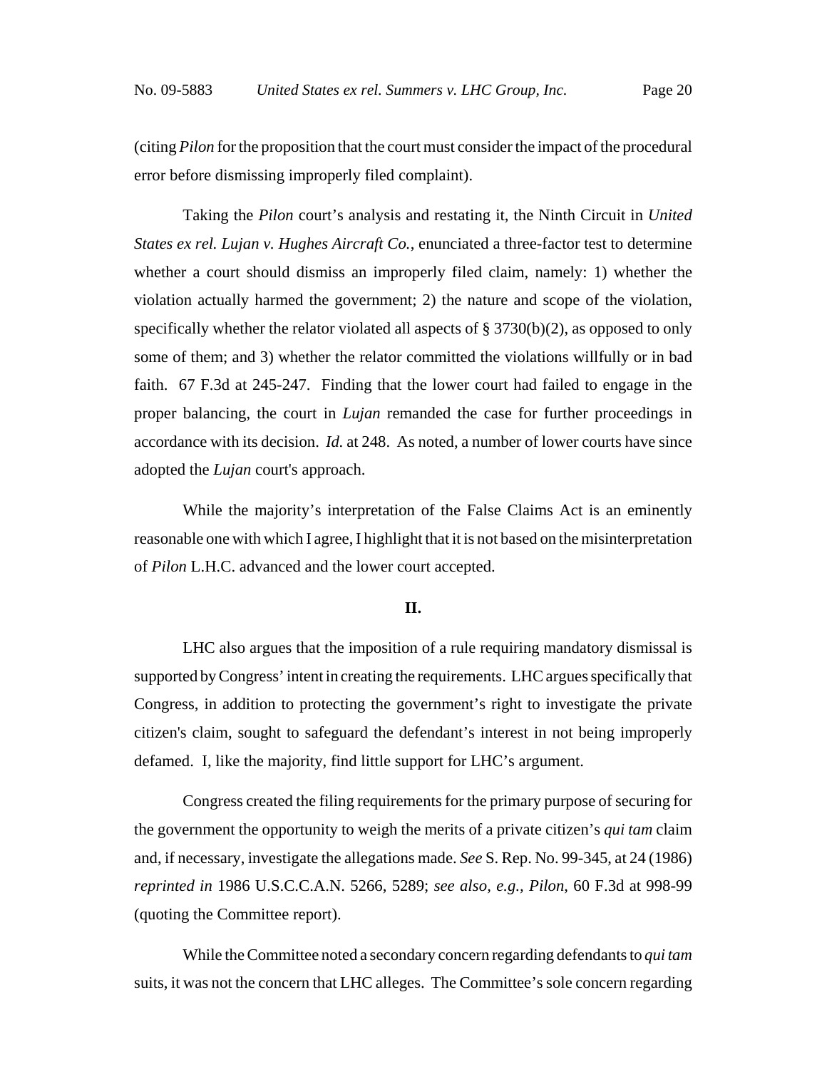(citing *Pilon* for the proposition that the court must consider the impact of the procedural error before dismissing improperly filed complaint).

Taking the *Pilon* court's analysis and restating it, the Ninth Circuit in *United States ex rel. Lujan v. Hughes Aircraft Co.*, enunciated a three-factor test to determine whether a court should dismiss an improperly filed claim, namely: 1) whether the violation actually harmed the government; 2) the nature and scope of the violation, specifically whether the relator violated all aspects of § 3730(b)(2), as opposed to only some of them; and 3) whether the relator committed the violations willfully or in bad faith. 67 F.3d at 245-247. Finding that the lower court had failed to engage in the proper balancing, the court in *Lujan* remanded the case for further proceedings in accordance with its decision. *Id.* at 248. As noted, a number of lower courts have since adopted the *Lujan* court's approach.

While the majority's interpretation of the False Claims Act is an eminently reasonable one with which I agree, I highlight that it is not based on the misinterpretation of *Pilon* L.H.C. advanced and the lower court accepted.

## II.

LHC also argues that the imposition of a rule requiring mandatory dismissal is supported by Congress' intent in creating the requirements. LHC argues specifically that Congress, in addition to protecting the government's right to investigate the private citizen's claim, sought to safeguard the defendant's interest in not being improperly defamed. I, like the majority, find little support for LHC's argument.

Congress created the filing requirements for the primary purpose of securing for the government the opportunity to weigh the merits of a private citizen's *qui tam* claim and, if necessary, investigate the allegations made. *See* S. Rep. No. 99-345, at 24 (1986) *reprinted in* 1986 U.S.C.C.A.N. 5266, 5289; *see also, e.g., Pilon*, 60 F.3d at 998-99 (quoting the Committee report).

While the Committee noted a secondary concern regarding defendants to *qui tam* suits, it was not the concern that LHC alleges. The Committee's sole concern regarding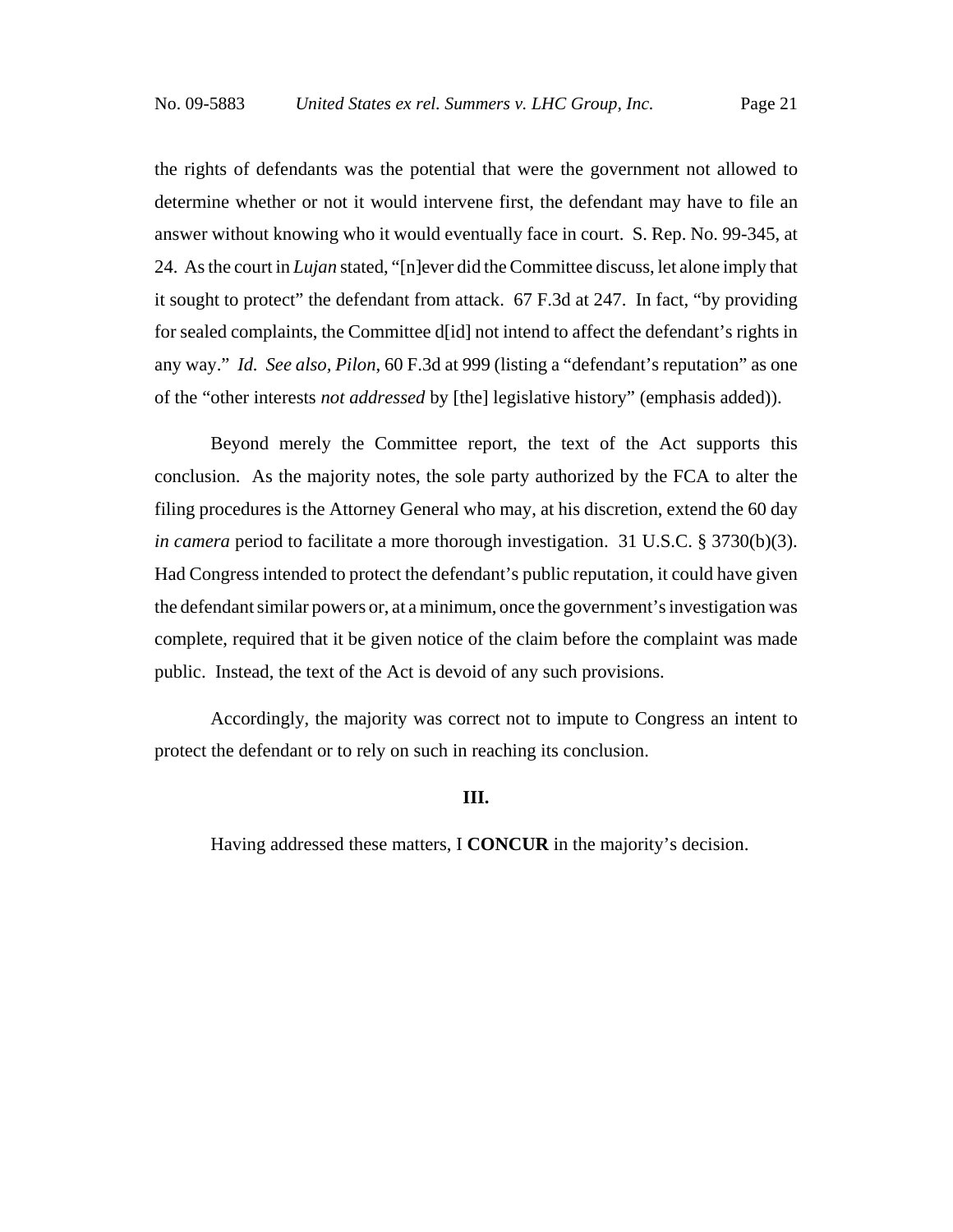the rights of defendants was the potential that were the government not allowed to determine whether or not it would intervene first, the defendant may have to file an answer without knowing who it would eventually face in court. S. Rep. No. 99-345, at 24. As the court in *Lujan* stated, "[n]ever did the Committee discuss, let alone imply that it sought to protect" the defendant from attack. 67 F.3d at 247. In fact, "by providing for sealed complaints, the Committee d[id] not intend to affect the defendant's rights in any way." *Id. See also*, *Pilon*, 60 F.3d at 999 (listing a "defendant's reputation" as one of the "other interests *not addressed* by [the] legislative history" (emphasis added)).

Beyond merely the Committee report, the text of the Act supports this conclusion. As the majority notes, the sole party authorized by the FCA to alter the filing procedures is the Attorney General who may, at his discretion, extend the 60 day *in camera* period to facilitate a more thorough investigation. 31 U.S.C. § 3730(b)(3). Had Congress intended to protect the defendant's public reputation, it could have given the defendant similar powers or, at a minimum, once the government's investigation was complete, required that it be given notice of the claim before the complaint was made public. Instead, the text of the Act is devoid of any such provisions.

Accordingly, the majority was correct not to impute to Congress an intent to protect the defendant or to rely on such in reaching its conclusion.

### III.

Having addressed these matters, I **CONCUR** in the majority's decision.